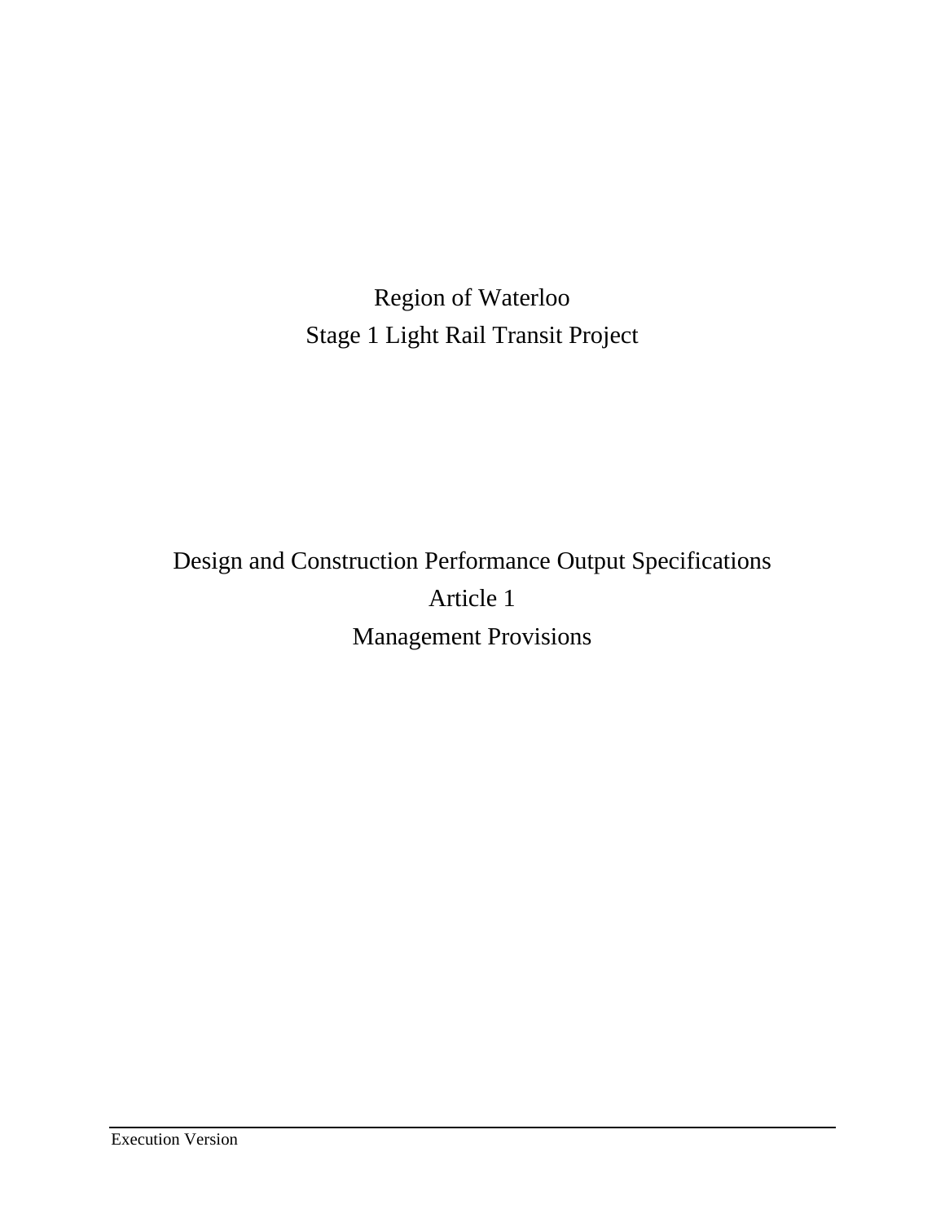# Region of Waterloo
# Stage 1 Light Rail Transit Project

# Design and Construction Performance Output Specifications
# Article 1
# Management Provisions

Execution Version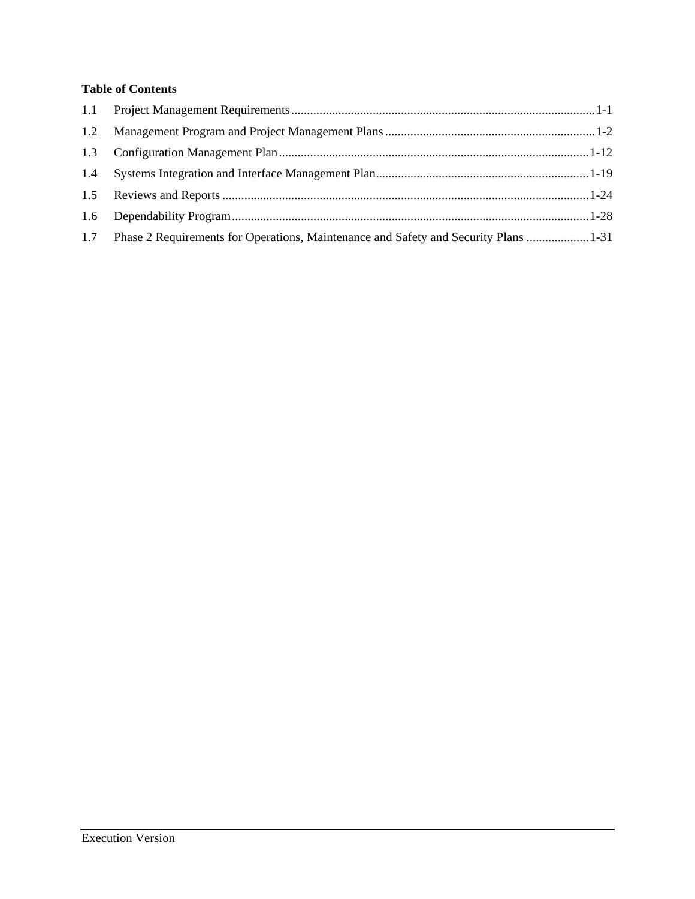**Table of Contents**

| | | |
|---|---|---|
| 1.1 | Project Management Requirements | 1-1 |
| 1.2 | Management Program and Project Management Plans | 1-2 |
| 1.3 | Configuration Management Plan | 1-12 |
| 1.4 | Systems Integration and Interface Management Plan | 1-19 |
| 1.5 | Reviews and Reports | 1-24 |
| 1.6 | Dependability Program | 1-28 |
| 1.7 | Phase 2 Requirements for Operations, Maintenance and Safety and Security Plans | 1-31 |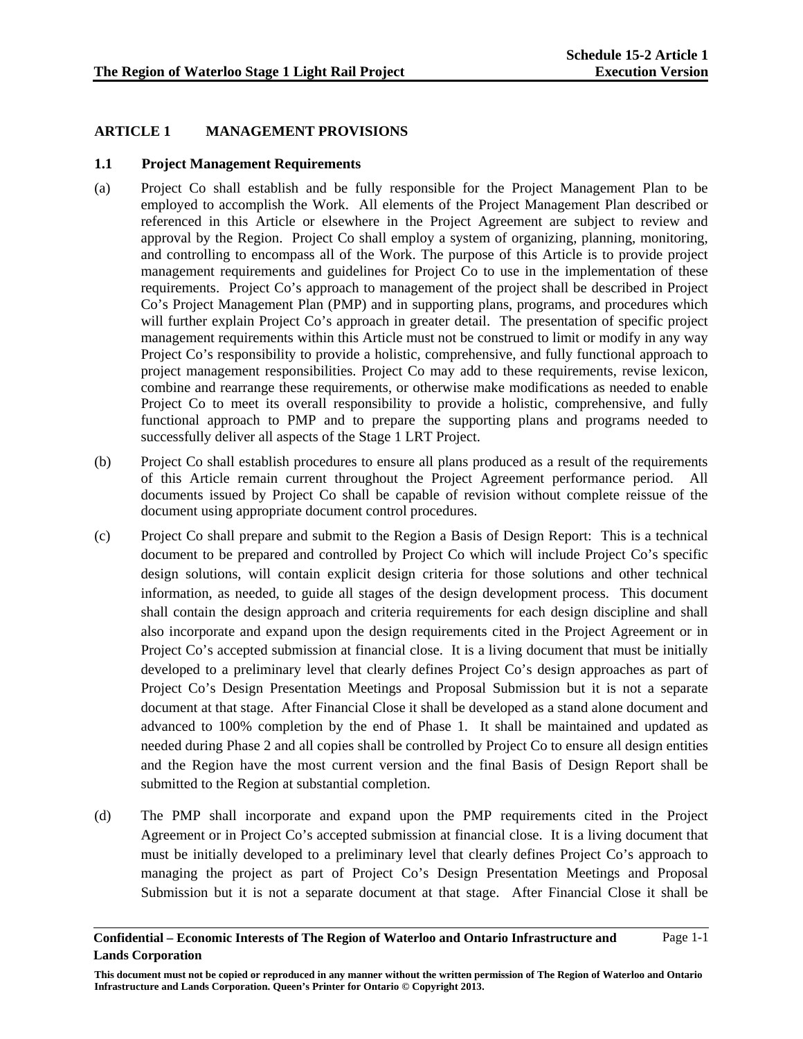## ARTICLE 1 MANAGEMENT PROVISIONS

### 1.1 Project Management Requirements

(a) Project Co shall establish and be fully responsible for the Project Management Plan to be employed to accomplish the Work. All elements of the Project Management Plan described or referenced in this Article or elsewhere in the Project Agreement are subject to review and approval by the Region. Project Co shall employ a system of organizing, planning, monitoring, and controlling to encompass all of the Work. The purpose of this Article is to provide project management requirements and guidelines for Project Co to use in the implementation of these requirements. Project Co's approach to management of the project shall be described in Project Co's Project Management Plan (PMP) and in supporting plans, programs, and procedures which will further explain Project Co's approach in greater detail. The presentation of specific project management requirements within this Article must not be construed to limit or modify in any way Project Co's responsibility to provide a holistic, comprehensive, and fully functional approach to project management responsibilities. Project Co may add to these requirements, revise lexicon, combine and rearrange these requirements, or otherwise make modifications as needed to enable Project Co to meet its overall responsibility to provide a holistic, comprehensive, and fully functional approach to PMP and to prepare the supporting plans and programs needed to successfully deliver all aspects of the Stage 1 LRT Project.

(b) Project Co shall establish procedures to ensure all plans produced as a result of the requirements of this Article remain current throughout the Project Agreement performance period. All documents issued by Project Co shall be capable of revision without complete reissue of the document using appropriate document control procedures.

(c) Project Co shall prepare and submit to the Region a Basis of Design Report: This is a technical document to be prepared and controlled by Project Co which will include Project Co's specific design solutions, will contain explicit design criteria for those solutions and other technical information, as needed, to guide all stages of the design development process. This document shall contain the design approach and criteria requirements for each design discipline and shall also incorporate and expand upon the design requirements cited in the Project Agreement or in Project Co's accepted submission at financial close. It is a living document that must be initially developed to a preliminary level that clearly defines Project Co's design approaches as part of Project Co's Design Presentation Meetings and Proposal Submission but it is not a separate document at that stage. After Financial Close it shall be developed as a stand alone document and advanced to 100% completion by the end of Phase 1. It shall be maintained and updated as needed during Phase 2 and all copies shall be controlled by Project Co to ensure all design entities and the Region have the most current version and the final Basis of Design Report shall be submitted to the Region at substantial completion.

(d) The PMP shall incorporate and expand upon the PMP requirements cited in the Project Agreement or in Project Co's accepted submission at financial close. It is a living document that must be initially developed to a preliminary level that clearly defines Project Co's approach to managing the project as part of Project Co's Design Presentation Meetings and Proposal Submission but it is not a separate document at that stage. After Financial Close it shall be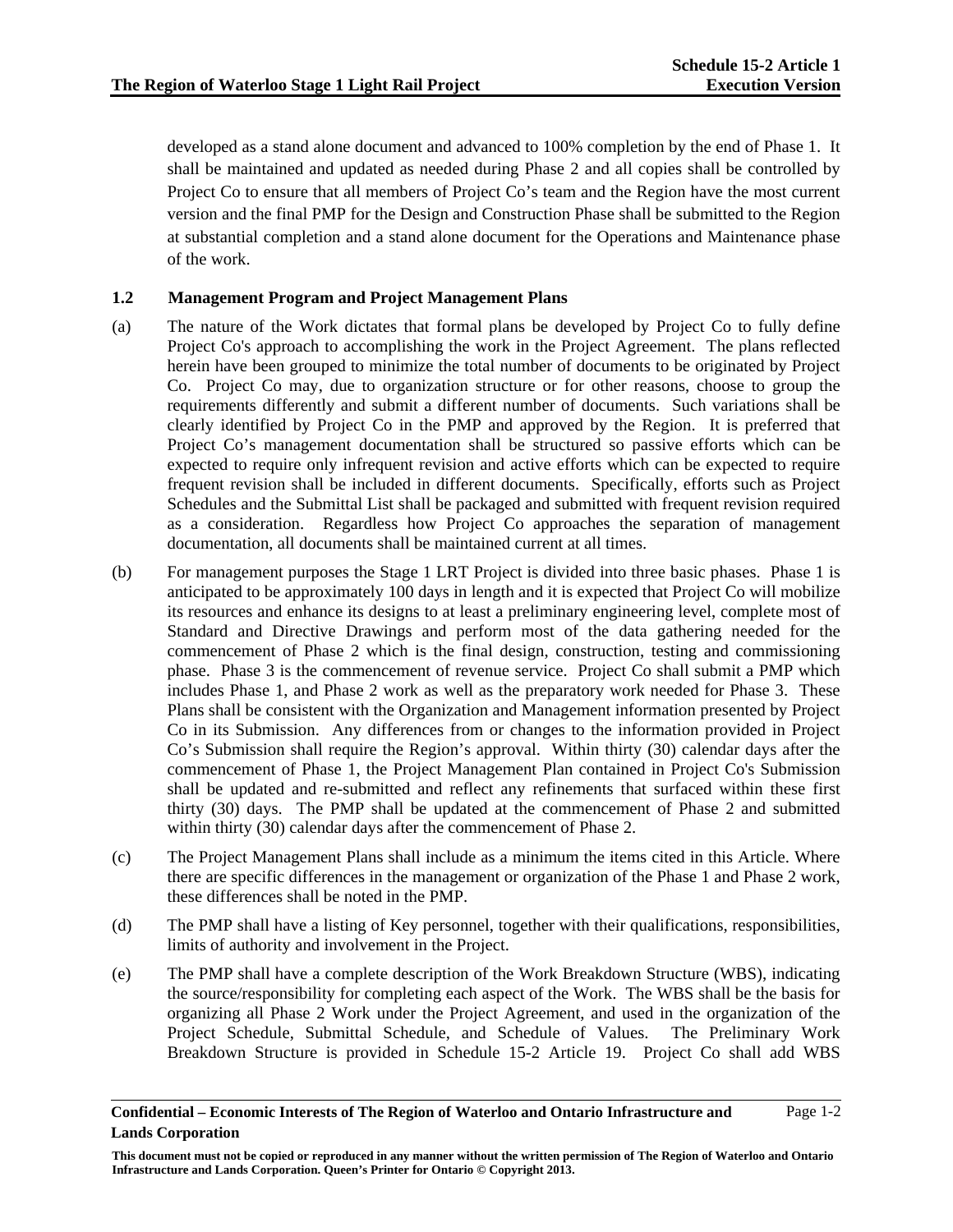developed as a stand alone document and advanced to 100% completion by the end of Phase 1. It shall be maintained and updated as needed during Phase 2 and all copies shall be controlled by Project Co to ensure that all members of Project Co's team and the Region have the most current version and the final PMP for the Design and Construction Phase shall be submitted to the Region at substantial completion and a stand alone document for the Operations and Maintenance phase of the work.

## 1.2 Management Program and Project Management Plans

(a) The nature of the Work dictates that formal plans be developed by Project Co to fully define Project Co's approach to accomplishing the work in the Project Agreement. The plans reflected herein have been grouped to minimize the total number of documents to be originated by Project Co. Project Co may, due to organization structure or for other reasons, choose to group the requirements differently and submit a different number of documents. Such variations shall be clearly identified by Project Co in the PMP and approved by the Region. It is preferred that Project Co's management documentation shall be structured so passive efforts which can be expected to require only infrequent revision and active efforts which can be expected to require frequent revision shall be included in different documents. Specifically, efforts such as Project Schedules and the Submittal List shall be packaged and submitted with frequent revision required as a consideration. Regardless how Project Co approaches the separation of management documentation, all documents shall be maintained current at all times.

(b) For management purposes the Stage 1 LRT Project is divided into three basic phases. Phase 1 is anticipated to be approximately 100 days in length and it is expected that Project Co will mobilize its resources and enhance its designs to at least a preliminary engineering level, complete most of Standard and Directive Drawings and perform most of the data gathering needed for the commencement of Phase 2 which is the final design, construction, testing and commissioning phase. Phase 3 is the commencement of revenue service. Project Co shall submit a PMP which includes Phase 1, and Phase 2 work as well as the preparatory work needed for Phase 3. These Plans shall be consistent with the Organization and Management information presented by Project Co in its Submission. Any differences from or changes to the information provided in Project Co's Submission shall require the Region's approval. Within thirty (30) calendar days after the commencement of Phase 1, the Project Management Plan contained in Project Co's Submission shall be updated and re-submitted and reflect any refinements that surfaced within these first thirty (30) days. The PMP shall be updated at the commencement of Phase 2 and submitted within thirty (30) calendar days after the commencement of Phase 2.

(c) The Project Management Plans shall include as a minimum the items cited in this Article. Where there are specific differences in the management or organization of the Phase 1 and Phase 2 work, these differences shall be noted in the PMP.

(d) The PMP shall have a listing of Key personnel, together with their qualifications, responsibilities, limits of authority and involvement in the Project.

(e) The PMP shall have a complete description of the Work Breakdown Structure (WBS), indicating the source/responsibility for completing each aspect of the Work. The WBS shall be the basis for organizing all Phase 2 Work under the Project Agreement, and used in the organization of the Project Schedule, Submittal Schedule, and Schedule of Values. The Preliminary Work Breakdown Structure is provided in Schedule 15-2 Article 19. Project Co shall add WBS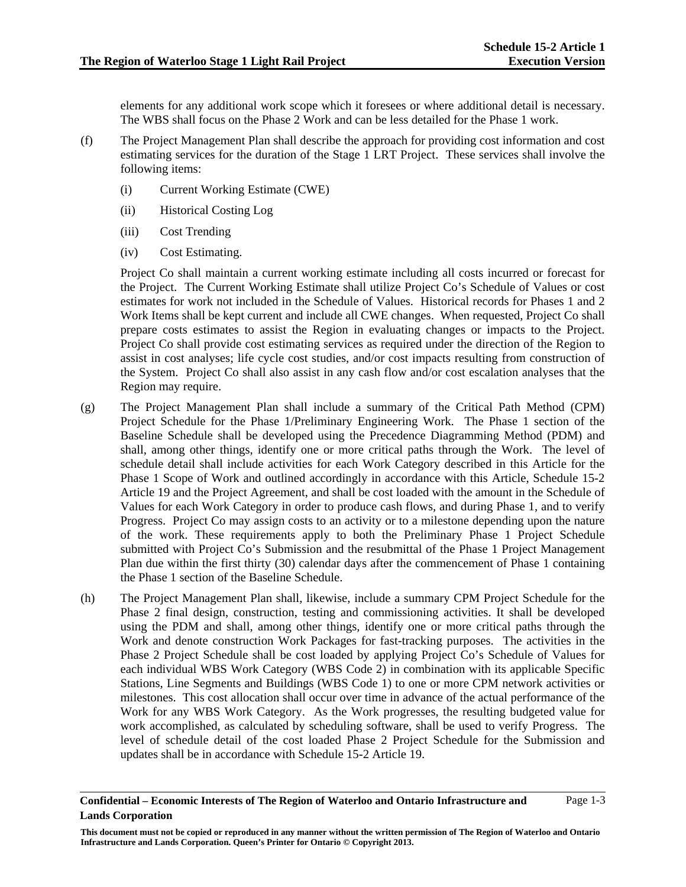elements for any additional work scope which it foresees or where additional detail is necessary. The WBS shall focus on the Phase 2 Work and can be less detailed for the Phase 1 work.

(f) The Project Management Plan shall describe the approach for providing cost information and cost estimating services for the duration of the Stage 1 LRT Project. These services shall involve the following items:

  (i) Current Working Estimate (CWE)

  (ii) Historical Costing Log

  (iii) Cost Trending

  (iv) Cost Estimating.

  Project Co shall maintain a current working estimate including all costs incurred or forecast for the Project. The Current Working Estimate shall utilize Project Co's Schedule of Values or cost estimates for work not included in the Schedule of Values. Historical records for Phases 1 and 2 Work Items shall be kept current and include all CWE changes. When requested, Project Co shall prepare costs estimates to assist the Region in evaluating changes or impacts to the Project. Project Co shall provide cost estimating services as required under the direction of the Region to assist in cost analyses; life cycle cost studies, and/or cost impacts resulting from construction of the System. Project Co shall also assist in any cash flow and/or cost escalation analyses that the Region may require.

(g) The Project Management Plan shall include a summary of the Critical Path Method (CPM) Project Schedule for the Phase 1/Preliminary Engineering Work. The Phase 1 section of the Baseline Schedule shall be developed using the Precedence Diagramming Method (PDM) and shall, among other things, identify one or more critical paths through the Work. The level of schedule detail shall include activities for each Work Category described in this Article for the Phase 1 Scope of Work and outlined accordingly in accordance with this Article, Schedule 15-2 Article 19 and the Project Agreement, and shall be cost loaded with the amount in the Schedule of Values for each Work Category in order to produce cash flows, and during Phase 1, and to verify Progress. Project Co may assign costs to an activity or to a milestone depending upon the nature of the work. These requirements apply to both the Preliminary Phase 1 Project Schedule submitted with Project Co's Submission and the resubmittal of the Phase 1 Project Management Plan due within the first thirty (30) calendar days after the commencement of Phase 1 containing the Phase 1 section of the Baseline Schedule.

(h) The Project Management Plan shall, likewise, include a summary CPM Project Schedule for the Phase 2 final design, construction, testing and commissioning activities. It shall be developed using the PDM and shall, among other things, identify one or more critical paths through the Work and denote construction Work Packages for fast-tracking purposes. The activities in the Phase 2 Project Schedule shall be cost loaded by applying Project Co's Schedule of Values for each individual WBS Work Category (WBS Code 2) in combination with its applicable Specific Stations, Line Segments and Buildings (WBS Code 1) to one or more CPM network activities or milestones. This cost allocation shall occur over time in advance of the actual performance of the Work for any WBS Work Category. As the Work progresses, the resulting budgeted value for work accomplished, as calculated by scheduling software, shall be used to verify Progress. The level of schedule detail of the cost loaded Phase 2 Project Schedule for the Submission and updates shall be in accordance with Schedule 15-2 Article 19.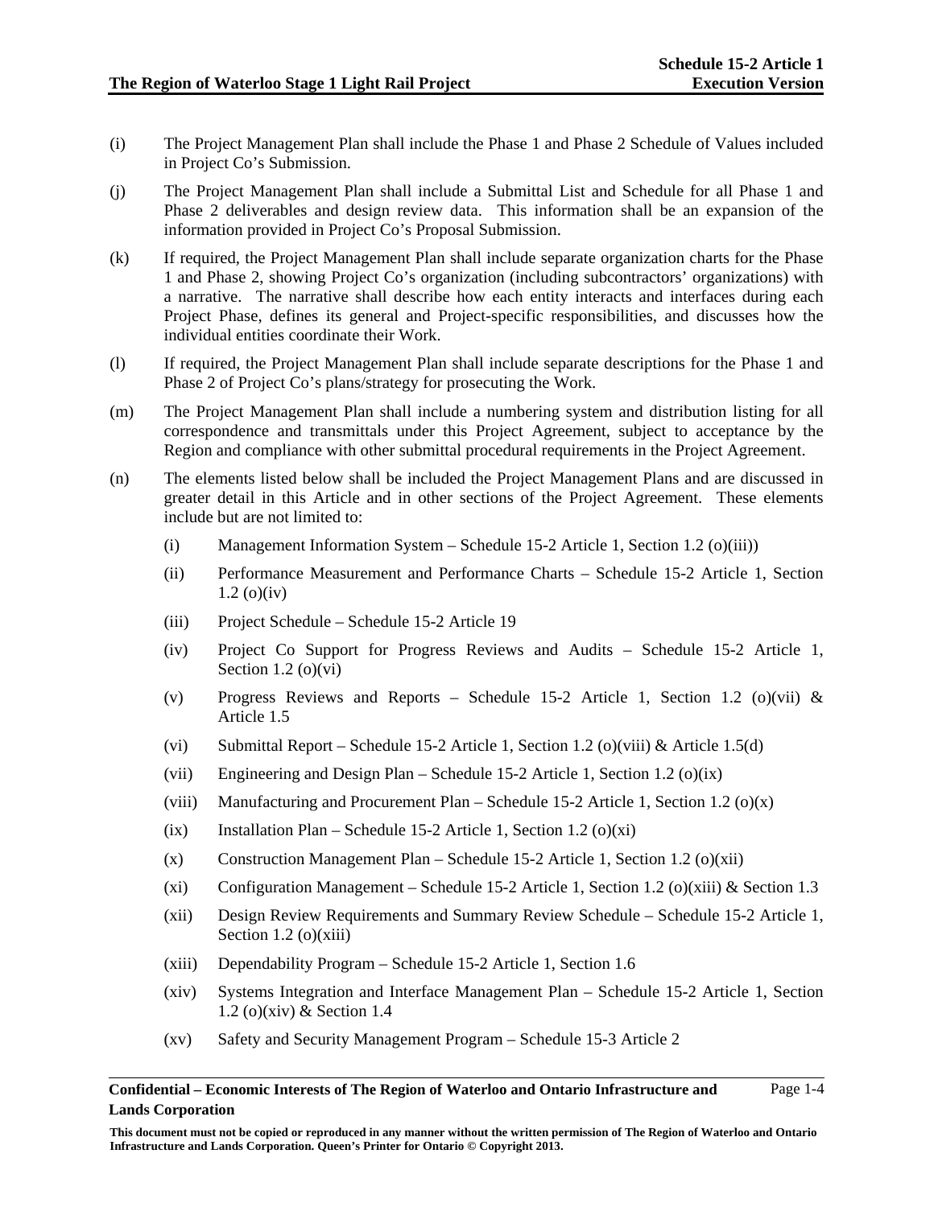(i) The Project Management Plan shall include the Phase 1 and Phase 2 Schedule of Values included in Project Co's Submission.

(j) The Project Management Plan shall include a Submittal List and Schedule for all Phase 1 and Phase 2 deliverables and design review data. This information shall be an expansion of the information provided in Project Co's Proposal Submission.

(k) If required, the Project Management Plan shall include separate organization charts for the Phase 1 and Phase 2, showing Project Co's organization (including subcontractors' organizations) with a narrative. The narrative shall describe how each entity interacts and interfaces during each Project Phase, defines its general and Project-specific responsibilities, and discusses how the individual entities coordinate their Work.

(l) If required, the Project Management Plan shall include separate descriptions for the Phase 1 and Phase 2 of Project Co's plans/strategy for prosecuting the Work.

(m) The Project Management Plan shall include a numbering system and distribution listing for all correspondence and transmittals under this Project Agreement, subject to acceptance by the Region and compliance with other submittal procedural requirements in the Project Agreement.

(n) The elements listed below shall be included the Project Management Plans and are discussed in greater detail in this Article and in other sections of the Project Agreement. These elements include but are not limited to:

  (i) Management Information System – Schedule 15-2 Article 1, Section 1.2 (o)(iii))

  (ii) Performance Measurement and Performance Charts – Schedule 15-2 Article 1, Section 1.2 (o)(iv)

  (iii) Project Schedule – Schedule 15-2 Article 19

  (iv) Project Co Support for Progress Reviews and Audits – Schedule 15-2 Article 1, Section 1.2 (o)(vi)

  (v) Progress Reviews and Reports – Schedule 15-2 Article 1, Section 1.2 (o)(vii) & Article 1.5

  (vi) Submittal Report – Schedule 15-2 Article 1, Section 1.2 (o)(viii) & Article 1.5(d)

  (vii) Engineering and Design Plan – Schedule 15-2 Article 1, Section 1.2 (o)(ix)

  (viii) Manufacturing and Procurement Plan – Schedule 15-2 Article 1, Section 1.2 (o)(x)

  (ix) Installation Plan – Schedule 15-2 Article 1, Section 1.2 (o)(xi)

  (x) Construction Management Plan – Schedule 15-2 Article 1, Section 1.2 (o)(xii)

  (xi) Configuration Management – Schedule 15-2 Article 1, Section 1.2 (o)(xiii) & Section 1.3

  (xii) Design Review Requirements and Summary Review Schedule – Schedule 15-2 Article 1, Section 1.2 (o)(xiii)

  (xiii) Dependability Program – Schedule 15-2 Article 1, Section 1.6

  (xiv) Systems Integration and Interface Management Plan – Schedule 15-2 Article 1, Section 1.2 (o)(xiv) & Section 1.4

  (xv) Safety and Security Management Program – Schedule 15-3 Article 2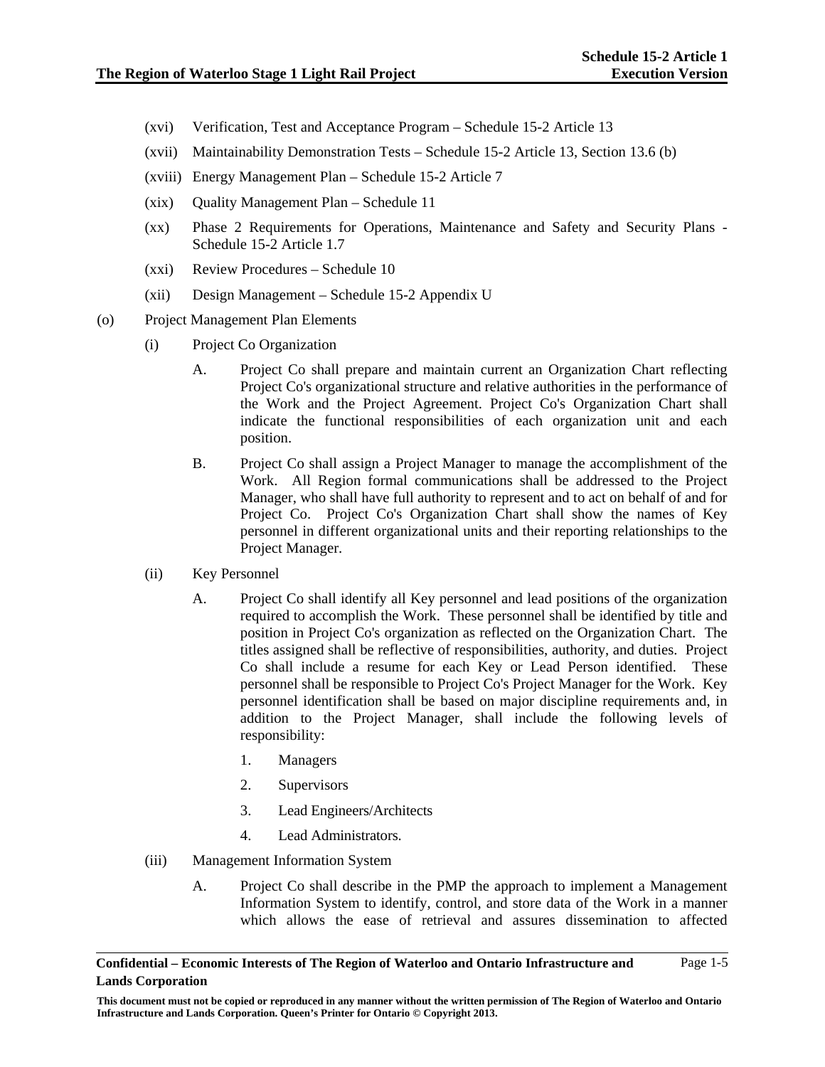(xvi) Verification, Test and Acceptance Program – Schedule 15-2 Article 13

(xvii) Maintainability Demonstration Tests – Schedule 15-2 Article 13, Section 13.6 (b)

(xviii) Energy Management Plan – Schedule 15-2 Article 7

(xix) Quality Management Plan – Schedule 11

(xx) Phase 2 Requirements for Operations, Maintenance and Safety and Security Plans - Schedule 15-2 Article 1.7

(xxi) Review Procedures – Schedule 10

(xii) Design Management – Schedule 15-2 Appendix U

(o) Project Management Plan Elements

(i) Project Co Organization

A. Project Co shall prepare and maintain current an Organization Chart reflecting Project Co's organizational structure and relative authorities in the performance of the Work and the Project Agreement. Project Co's Organization Chart shall indicate the functional responsibilities of each organization unit and each position.

B. Project Co shall assign a Project Manager to manage the accomplishment of the Work. All Region formal communications shall be addressed to the Project Manager, who shall have full authority to represent and to act on behalf of and for Project Co. Project Co's Organization Chart shall show the names of Key personnel in different organizational units and their reporting relationships to the Project Manager.

(ii) Key Personnel

A. Project Co shall identify all Key personnel and lead positions of the organization required to accomplish the Work. These personnel shall be identified by title and position in Project Co's organization as reflected on the Organization Chart. The titles assigned shall be reflective of responsibilities, authority, and duties. Project Co shall include a resume for each Key or Lead Person identified. These personnel shall be responsible to Project Co's Project Manager for the Work. Key personnel identification shall be based on major discipline requirements and, in addition to the Project Manager, shall include the following levels of responsibility:

1. Managers

2. Supervisors

3. Lead Engineers/Architects

4. Lead Administrators.

(iii) Management Information System

A. Project Co shall describe in the PMP the approach to implement a Management Information System to identify, control, and store data of the Work in a manner which allows the ease of retrieval and assures dissemination to affected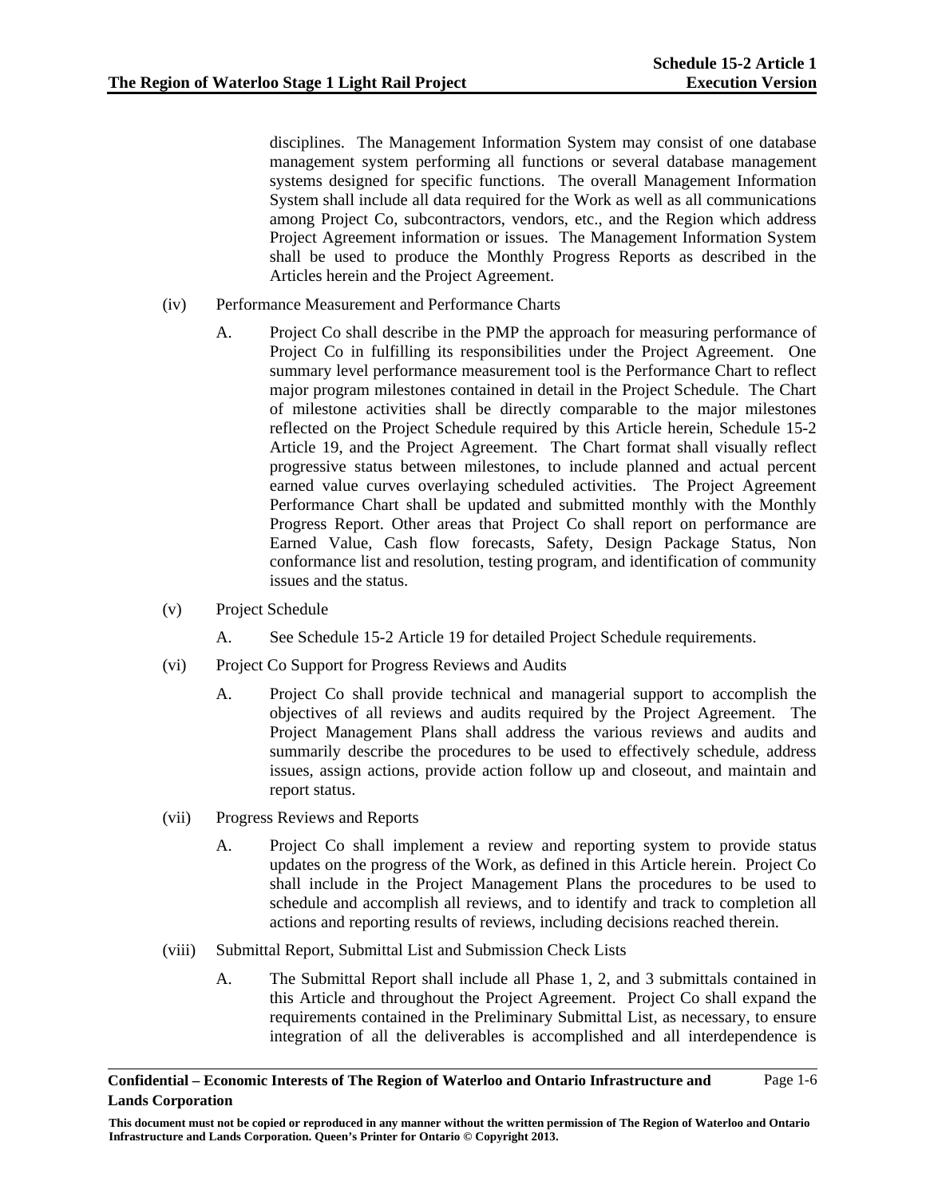disciplines. The Management Information System may consist of one database management system performing all functions or several database management systems designed for specific functions. The overall Management Information System shall include all data required for the Work as well as all communications among Project Co, subcontractors, vendors, etc., and the Region which address Project Agreement information or issues. The Management Information System shall be used to produce the Monthly Progress Reports as described in the Articles herein and the Project Agreement.

(iv) Performance Measurement and Performance Charts

A. Project Co shall describe in the PMP the approach for measuring performance of Project Co in fulfilling its responsibilities under the Project Agreement. One summary level performance measurement tool is the Performance Chart to reflect major program milestones contained in detail in the Project Schedule. The Chart of milestone activities shall be directly comparable to the major milestones reflected on the Project Schedule required by this Article herein, Schedule 15-2 Article 19, and the Project Agreement. The Chart format shall visually reflect progressive status between milestones, to include planned and actual percent earned value curves overlaying scheduled activities. The Project Agreement Performance Chart shall be updated and submitted monthly with the Monthly Progress Report. Other areas that Project Co shall report on performance are Earned Value, Cash flow forecasts, Safety, Design Package Status, Non conformance list and resolution, testing program, and identification of community issues and the status.

(v) Project Schedule

A. See Schedule 15-2 Article 19 for detailed Project Schedule requirements.

(vi) Project Co Support for Progress Reviews and Audits

A. Project Co shall provide technical and managerial support to accomplish the objectives of all reviews and audits required by the Project Agreement. The Project Management Plans shall address the various reviews and audits and summarily describe the procedures to be used to effectively schedule, address issues, assign actions, provide action follow up and closeout, and maintain and report status.

(vii) Progress Reviews and Reports

A. Project Co shall implement a review and reporting system to provide status updates on the progress of the Work, as defined in this Article herein. Project Co shall include in the Project Management Plans the procedures to be used to schedule and accomplish all reviews, and to identify and track to completion all actions and reporting results of reviews, including decisions reached therein.

(viii) Submittal Report, Submittal List and Submission Check Lists

A. The Submittal Report shall include all Phase 1, 2, and 3 submittals contained in this Article and throughout the Project Agreement. Project Co shall expand the requirements contained in the Preliminary Submittal List, as necessary, to ensure integration of all the deliverables is accomplished and all interdependence is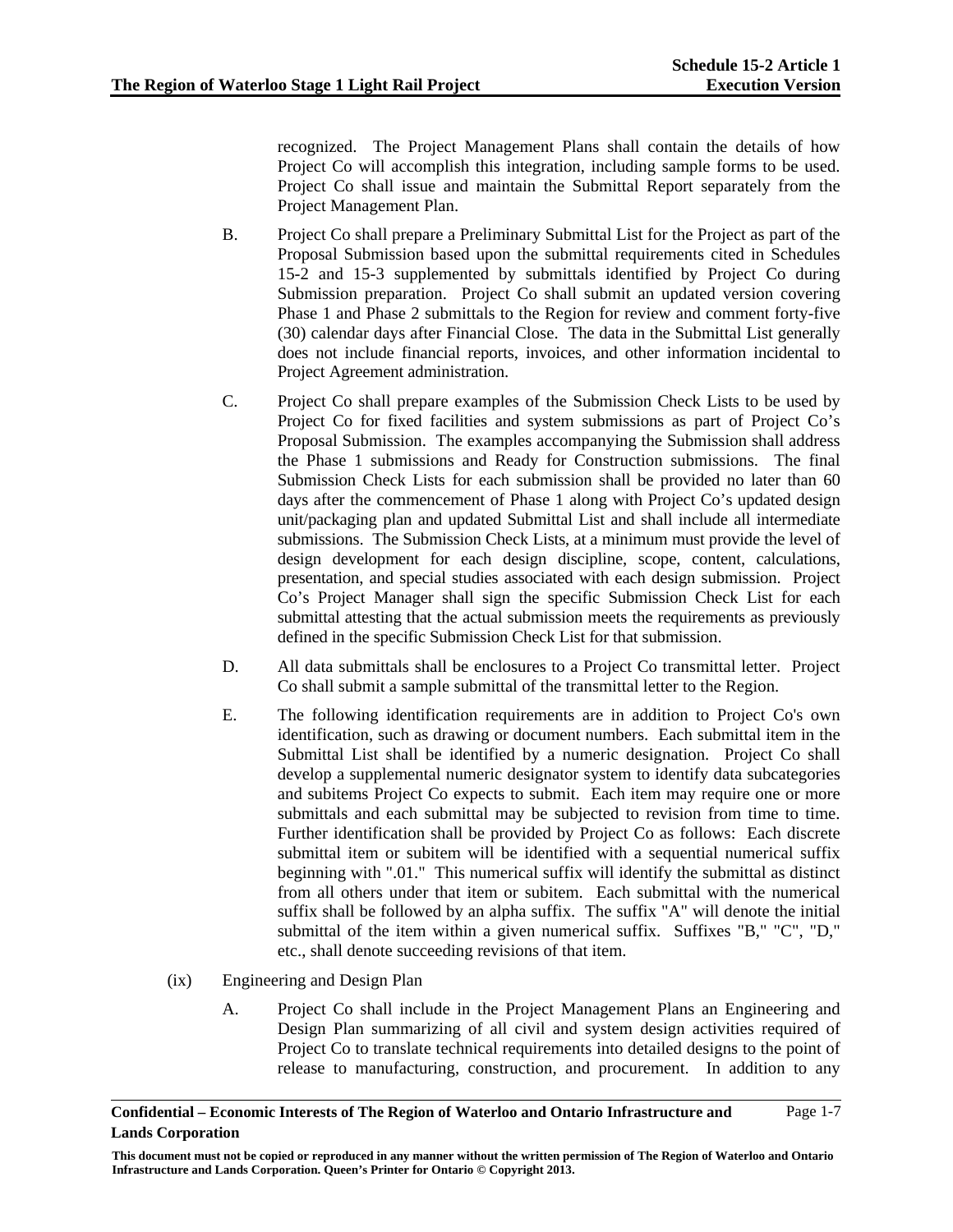recognized. The Project Management Plans shall contain the details of how Project Co will accomplish this integration, including sample forms to be used. Project Co shall issue and maintain the Submittal Report separately from the Project Management Plan.

B. Project Co shall prepare a Preliminary Submittal List for the Project as part of the Proposal Submission based upon the submittal requirements cited in Schedules 15-2 and 15-3 supplemented by submittals identified by Project Co during Submission preparation. Project Co shall submit an updated version covering Phase 1 and Phase 2 submittals to the Region for review and comment forty-five (30) calendar days after Financial Close. The data in the Submittal List generally does not include financial reports, invoices, and other information incidental to Project Agreement administration.

C. Project Co shall prepare examples of the Submission Check Lists to be used by Project Co for fixed facilities and system submissions as part of Project Co's Proposal Submission. The examples accompanying the Submission shall address the Phase 1 submissions and Ready for Construction submissions. The final Submission Check Lists for each submission shall be provided no later than 60 days after the commencement of Phase 1 along with Project Co's updated design unit/packaging plan and updated Submittal List and shall include all intermediate submissions. The Submission Check Lists, at a minimum must provide the level of design development for each design discipline, scope, content, calculations, presentation, and special studies associated with each design submission. Project Co's Project Manager shall sign the specific Submission Check List for each submittal attesting that the actual submission meets the requirements as previously defined in the specific Submission Check List for that submission.

D. All data submittals shall be enclosures to a Project Co transmittal letter. Project Co shall submit a sample submittal of the transmittal letter to the Region.

E. The following identification requirements are in addition to Project Co's own identification, such as drawing or document numbers. Each submittal item in the Submittal List shall be identified by a numeric designation. Project Co shall develop a supplemental numeric designator system to identify data subcategories and subitems Project Co expects to submit. Each item may require one or more submittals and each submittal may be subjected to revision from time to time. Further identification shall be provided by Project Co as follows: Each discrete submittal item or subitem will be identified with a sequential numerical suffix beginning with ".01." This numerical suffix will identify the submittal as distinct from all others under that item or subitem. Each submittal with the numerical suffix shall be followed by an alpha suffix. The suffix "A" will denote the initial submittal of the item within a given numerical suffix. Suffixes "B," "C", "D," etc., shall denote succeeding revisions of that item.

(ix) Engineering and Design Plan

A. Project Co shall include in the Project Management Plans an Engineering and Design Plan summarizing of all civil and system design activities required of Project Co to translate technical requirements into detailed designs to the point of release to manufacturing, construction, and procurement. In addition to any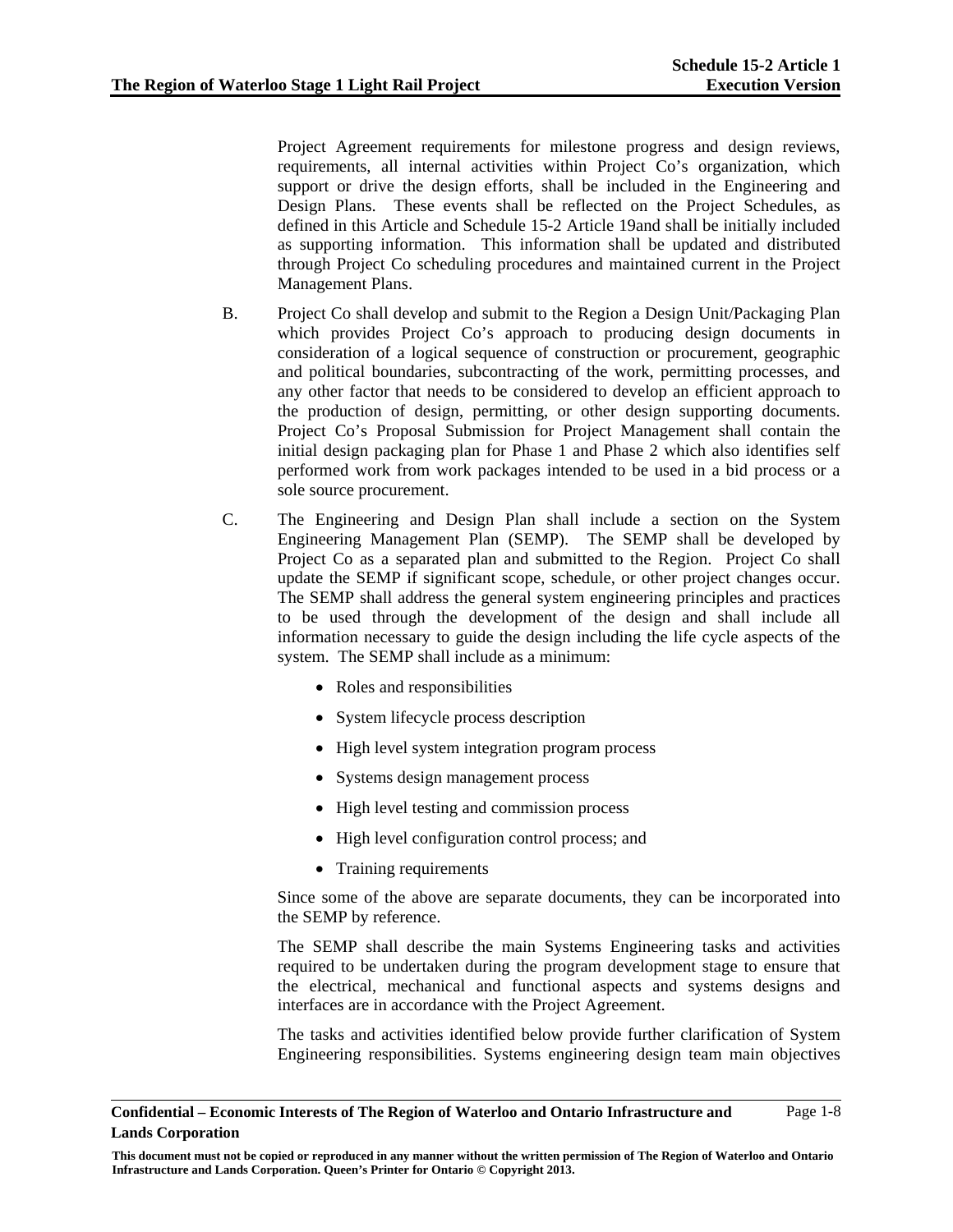Project Agreement requirements for milestone progress and design reviews, requirements, all internal activities within Project Co's organization, which support or drive the design efforts, shall be included in the Engineering and Design Plans. These events shall be reflected on the Project Schedules, as defined in this Article and Schedule 15-2 Article 19and shall be initially included as supporting information. This information shall be updated and distributed through Project Co scheduling procedures and maintained current in the Project Management Plans.

B. Project Co shall develop and submit to the Region a Design Unit/Packaging Plan which provides Project Co's approach to producing design documents in consideration of a logical sequence of construction or procurement, geographic and political boundaries, subcontracting of the work, permitting processes, and any other factor that needs to be considered to develop an efficient approach to the production of design, permitting, or other design supporting documents. Project Co's Proposal Submission for Project Management shall contain the initial design packaging plan for Phase 1 and Phase 2 which also identifies self performed work from work packages intended to be used in a bid process or a sole source procurement.

C. The Engineering and Design Plan shall include a section on the System Engineering Management Plan (SEMP). The SEMP shall be developed by Project Co as a separated plan and submitted to the Region. Project Co shall update the SEMP if significant scope, schedule, or other project changes occur. The SEMP shall address the general system engineering principles and practices to be used through the development of the design and shall include all information necessary to guide the design including the life cycle aspects of the system. The SEMP shall include as a minimum:

- Roles and responsibilities
- System lifecycle process description
- High level system integration program process
- Systems design management process
- High level testing and commission process
- High level configuration control process; and
- Training requirements

Since some of the above are separate documents, they can be incorporated into the SEMP by reference.

The SEMP shall describe the main Systems Engineering tasks and activities required to be undertaken during the program development stage to ensure that the electrical, mechanical and functional aspects and systems designs and interfaces are in accordance with the Project Agreement.

The tasks and activities identified below provide further clarification of System Engineering responsibilities. Systems engineering design team main objectives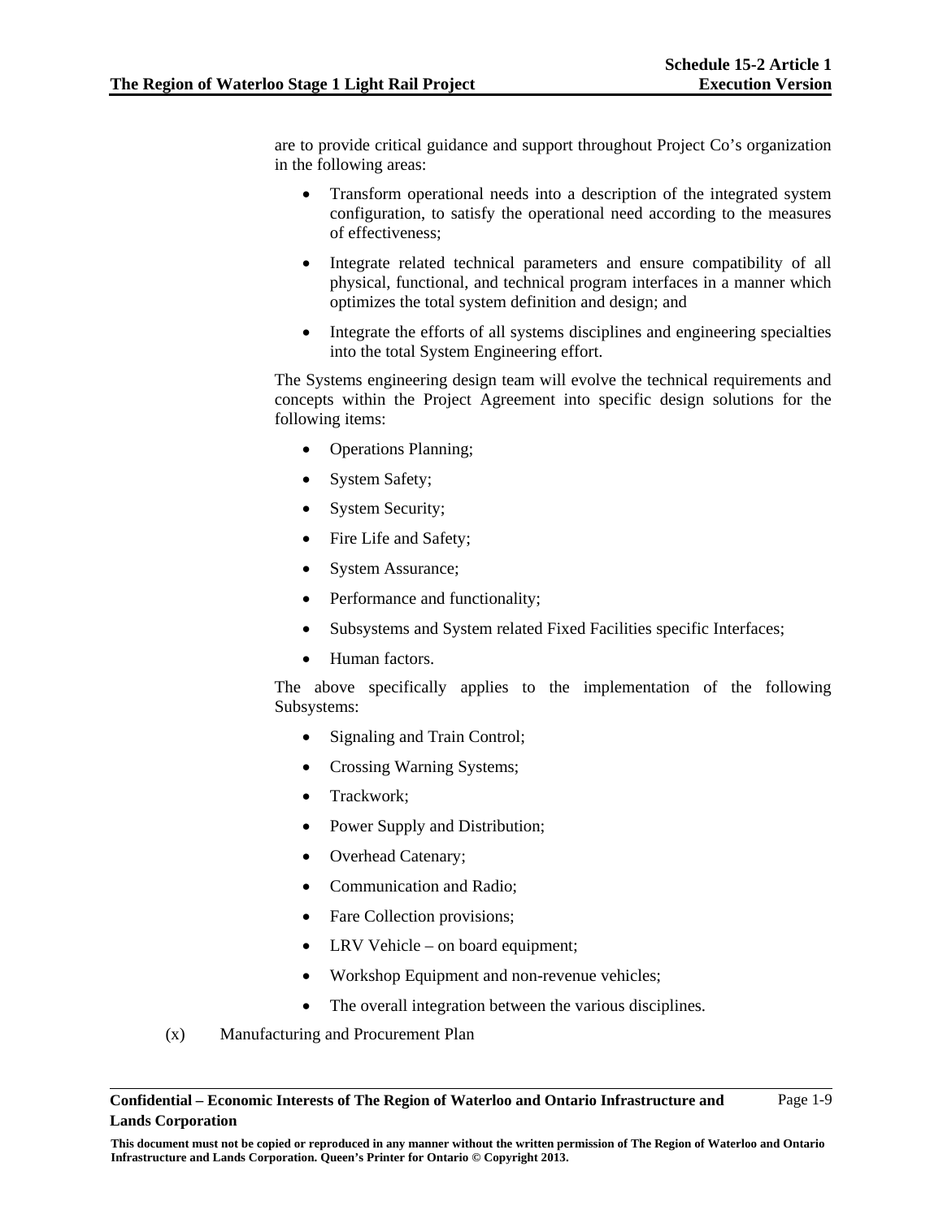are to provide critical guidance and support throughout Project Co's organization in the following areas:

- Transform operational needs into a description of the integrated system configuration, to satisfy the operational need according to the measures of effectiveness;
- Integrate related technical parameters and ensure compatibility of all physical, functional, and technical program interfaces in a manner which optimizes the total system definition and design; and
- Integrate the efforts of all systems disciplines and engineering specialties into the total System Engineering effort.

The Systems engineering design team will evolve the technical requirements and concepts within the Project Agreement into specific design solutions for the following items:

- Operations Planning;
- System Safety;
- System Security;
- Fire Life and Safety;
- System Assurance;
- Performance and functionality;
- Subsystems and System related Fixed Facilities specific Interfaces;
- Human factors.

The above specifically applies to the implementation of the following Subsystems:

- Signaling and Train Control;
- Crossing Warning Systems;
- Trackwork;
- Power Supply and Distribution;
- Overhead Catenary;
- Communication and Radio;
- Fare Collection provisions;
- LRV Vehicle – on board equipment;
- Workshop Equipment and non-revenue vehicles;
- The overall integration between the various disciplines.

(x) Manufacturing and Procurement Plan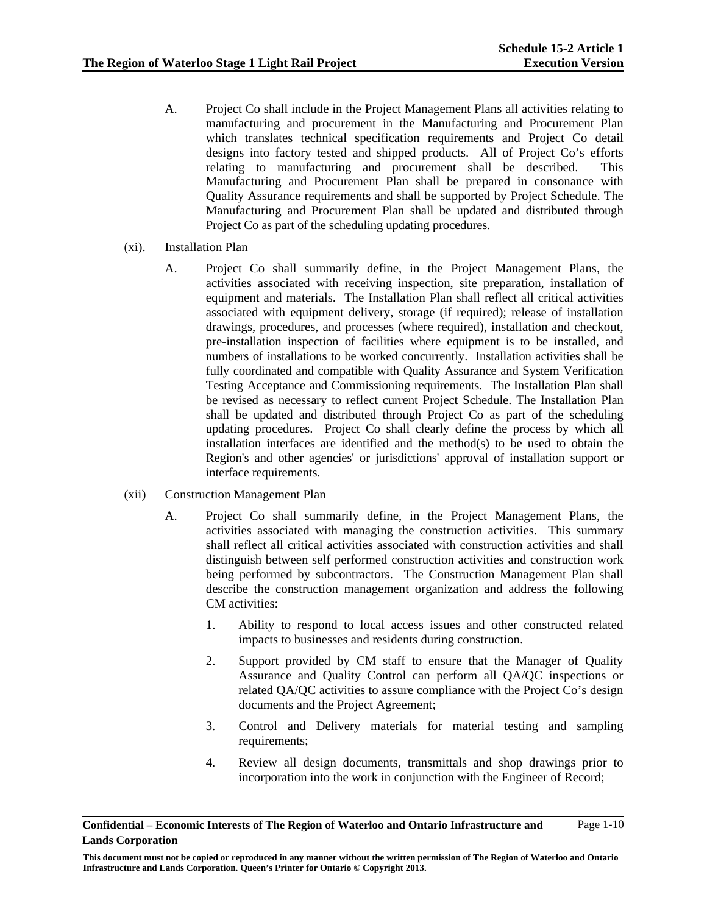A. Project Co shall include in the Project Management Plans all activities relating to manufacturing and procurement in the Manufacturing and Procurement Plan which translates technical specification requirements and Project Co detail designs into factory tested and shipped products. All of Project Co's efforts relating to manufacturing and procurement shall be described. This Manufacturing and Procurement Plan shall be prepared in consonance with Quality Assurance requirements and shall be supported by Project Schedule. The Manufacturing and Procurement Plan shall be updated and distributed through Project Co as part of the scheduling updating procedures.

(xi). Installation Plan

A. Project Co shall summarily define, in the Project Management Plans, the activities associated with receiving inspection, site preparation, installation of equipment and materials. The Installation Plan shall reflect all critical activities associated with equipment delivery, storage (if required); release of installation drawings, procedures, and processes (where required), installation and checkout, pre-installation inspection of facilities where equipment is to be installed, and numbers of installations to be worked concurrently. Installation activities shall be fully coordinated and compatible with Quality Assurance and System Verification Testing Acceptance and Commissioning requirements. The Installation Plan shall be revised as necessary to reflect current Project Schedule. The Installation Plan shall be updated and distributed through Project Co as part of the scheduling updating procedures. Project Co shall clearly define the process by which all installation interfaces are identified and the method(s) to be used to obtain the Region's and other agencies' or jurisdictions' approval of installation support or interface requirements.

(xii) Construction Management Plan

A. Project Co shall summarily define, in the Project Management Plans, the activities associated with managing the construction activities. This summary shall reflect all critical activities associated with construction activities and shall distinguish between self performed construction activities and construction work being performed by subcontractors. The Construction Management Plan shall describe the construction management organization and address the following CM activities:

1. Ability to respond to local access issues and other constructed related impacts to businesses and residents during construction.

2. Support provided by CM staff to ensure that the Manager of Quality Assurance and Quality Control can perform all QA/QC inspections or related QA/QC activities to assure compliance with the Project Co's design documents and the Project Agreement;

3. Control and Delivery materials for material testing and sampling requirements;

4. Review all design documents, transmittals and shop drawings prior to incorporation into the work in conjunction with the Engineer of Record;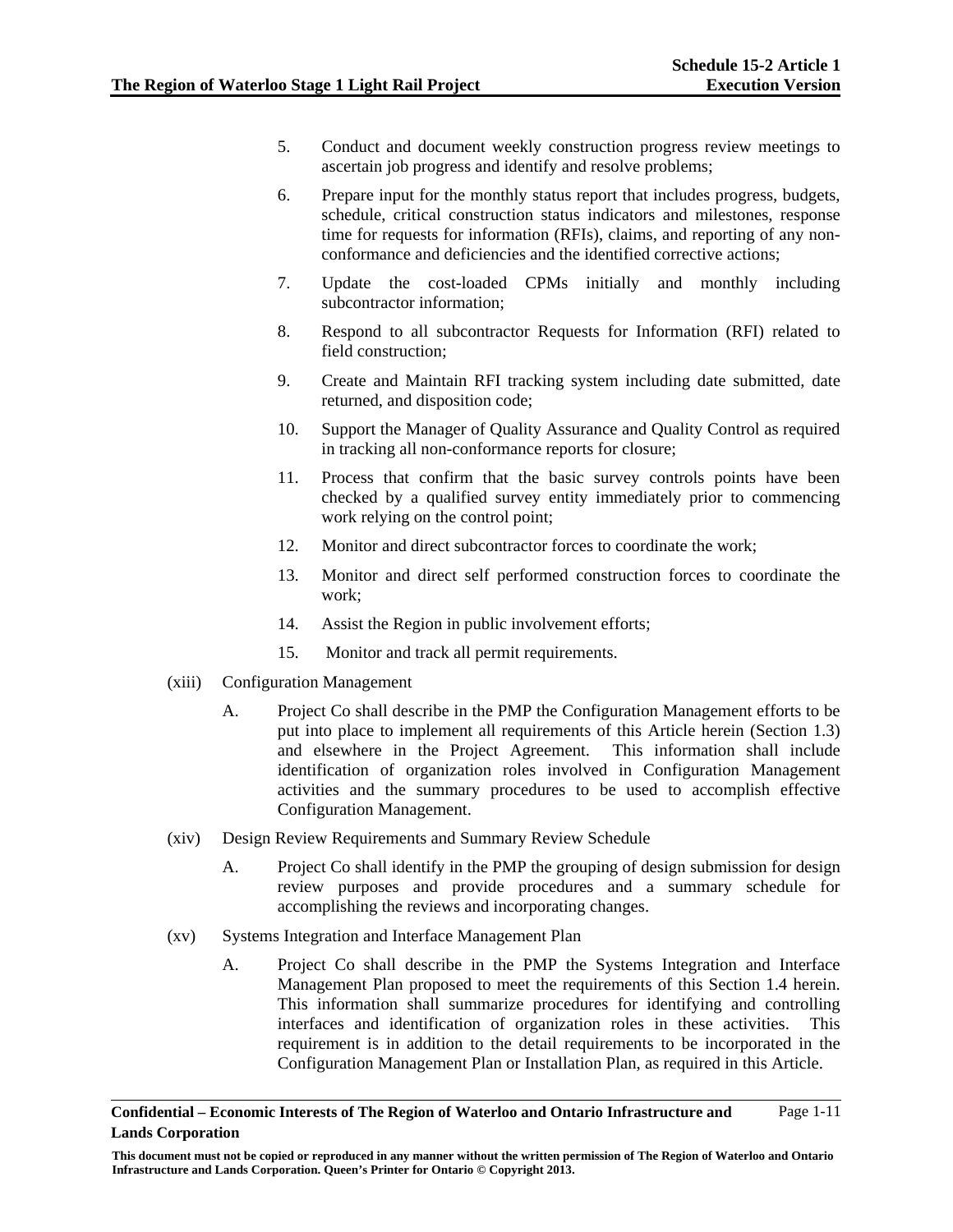5. Conduct and document weekly construction progress review meetings to ascertain job progress and identify and resolve problems;

6. Prepare input for the monthly status report that includes progress, budgets, schedule, critical construction status indicators and milestones, response time for requests for information (RFIs), claims, and reporting of any non-conformance and deficiencies and the identified corrective actions;

7. Update the cost-loaded CPMs initially and monthly including subcontractor information;

8. Respond to all subcontractor Requests for Information (RFI) related to field construction;

9. Create and Maintain RFI tracking system including date submitted, date returned, and disposition code;

10. Support the Manager of Quality Assurance and Quality Control as required in tracking all non-conformance reports for closure;

11. Process that confirm that the basic survey controls points have been checked by a qualified survey entity immediately prior to commencing work relying on the control point;

12. Monitor and direct subcontractor forces to coordinate the work;

13. Monitor and direct self performed construction forces to coordinate the work;

14. Assist the Region in public involvement efforts;

15. Monitor and track all permit requirements.

(xiii) Configuration Management

A. Project Co shall describe in the PMP the Configuration Management efforts to be put into place to implement all requirements of this Article herein (Section 1.3) and elsewhere in the Project Agreement. This information shall include identification of organization roles involved in Configuration Management activities and the summary procedures to be used to accomplish effective Configuration Management.

(xiv) Design Review Requirements and Summary Review Schedule

A. Project Co shall identify in the PMP the grouping of design submission for design review purposes and provide procedures and a summary schedule for accomplishing the reviews and incorporating changes.

(xv) Systems Integration and Interface Management Plan

A. Project Co shall describe in the PMP the Systems Integration and Interface Management Plan proposed to meet the requirements of this Section 1.4 herein. This information shall summarize procedures for identifying and controlling interfaces and identification of organization roles in these activities. This requirement is in addition to the detail requirements to be incorporated in the Configuration Management Plan or Installation Plan, as required in this Article.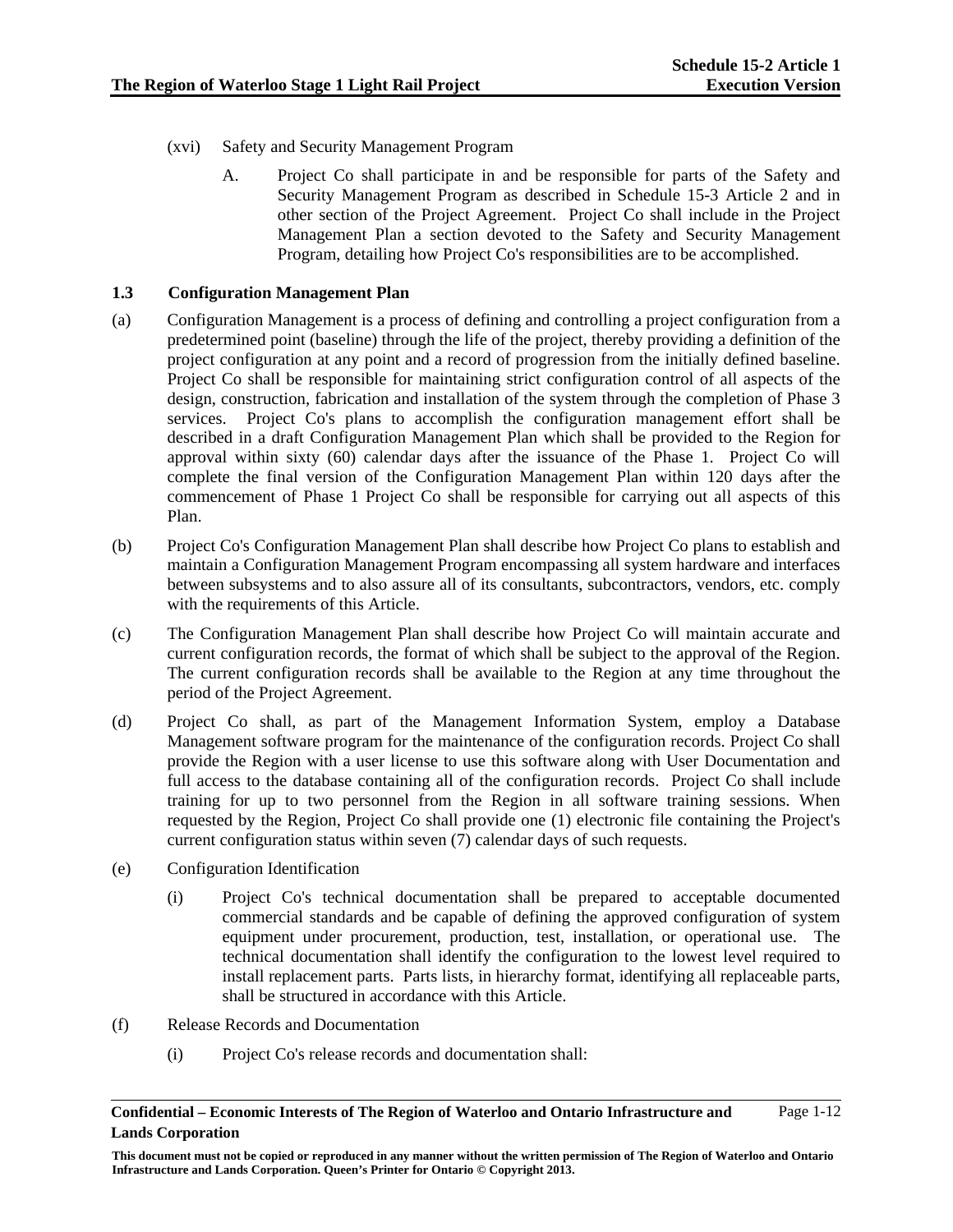(xvi) Safety and Security Management Program

A. Project Co shall participate in and be responsible for parts of the Safety and Security Management Program as described in Schedule 15-3 Article 2 and in other section of the Project Agreement. Project Co shall include in the Project Management Plan a section devoted to the Safety and Security Management Program, detailing how Project Co's responsibilities are to be accomplished.

### 1.3 Configuration Management Plan

(a) Configuration Management is a process of defining and controlling a project configuration from a predetermined point (baseline) through the life of the project, thereby providing a definition of the project configuration at any point and a record of progression from the initially defined baseline. Project Co shall be responsible for maintaining strict configuration control of all aspects of the design, construction, fabrication and installation of the system through the completion of Phase 3 services. Project Co's plans to accomplish the configuration management effort shall be described in a draft Configuration Management Plan which shall be provided to the Region for approval within sixty (60) calendar days after the issuance of the Phase 1. Project Co will complete the final version of the Configuration Management Plan within 120 days after the commencement of Phase 1 Project Co shall be responsible for carrying out all aspects of this Plan.

(b) Project Co's Configuration Management Plan shall describe how Project Co plans to establish and maintain a Configuration Management Program encompassing all system hardware and interfaces between subsystems and to also assure all of its consultants, subcontractors, vendors, etc. comply with the requirements of this Article.

(c) The Configuration Management Plan shall describe how Project Co will maintain accurate and current configuration records, the format of which shall be subject to the approval of the Region. The current configuration records shall be available to the Region at any time throughout the period of the Project Agreement.

(d) Project Co shall, as part of the Management Information System, employ a Database Management software program for the maintenance of the configuration records. Project Co shall provide the Region with a user license to use this software along with User Documentation and full access to the database containing all of the configuration records. Project Co shall include training for up to two personnel from the Region in all software training sessions. When requested by the Region, Project Co shall provide one (1) electronic file containing the Project's current configuration status within seven (7) calendar days of such requests.

(e) Configuration Identification

(i) Project Co's technical documentation shall be prepared to acceptable documented commercial standards and be capable of defining the approved configuration of system equipment under procurement, production, test, installation, or operational use. The technical documentation shall identify the configuration to the lowest level required to install replacement parts. Parts lists, in hierarchy format, identifying all replaceable parts, shall be structured in accordance with this Article.

(f) Release Records and Documentation

(i) Project Co's release records and documentation shall: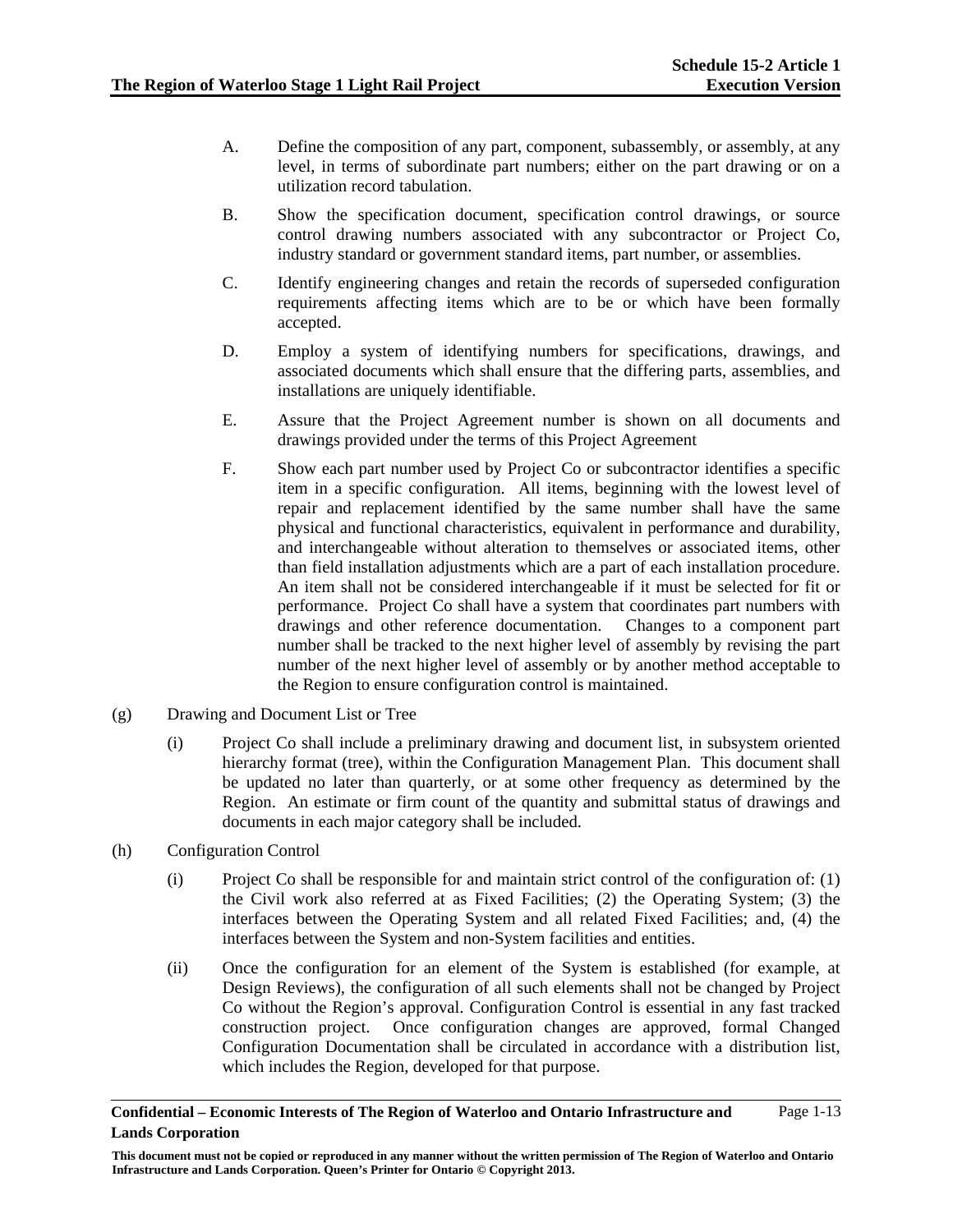A. Define the composition of any part, component, subassembly, or assembly, at any level, in terms of subordinate part numbers; either on the part drawing or on a utilization record tabulation.

B. Show the specification document, specification control drawings, or source control drawing numbers associated with any subcontractor or Project Co, industry standard or government standard items, part number, or assemblies.

C. Identify engineering changes and retain the records of superseded configuration requirements affecting items which are to be or which have been formally accepted.

D. Employ a system of identifying numbers for specifications, drawings, and associated documents which shall ensure that the differing parts, assemblies, and installations are uniquely identifiable.

E. Assure that the Project Agreement number is shown on all documents and drawings provided under the terms of this Project Agreement

F. Show each part number used by Project Co or subcontractor identifies a specific item in a specific configuration. All items, beginning with the lowest level of repair and replacement identified by the same number shall have the same physical and functional characteristics, equivalent in performance and durability, and interchangeable without alteration to themselves or associated items, other than field installation adjustments which are a part of each installation procedure. An item shall not be considered interchangeable if it must be selected for fit or performance. Project Co shall have a system that coordinates part numbers with drawings and other reference documentation. Changes to a component part number shall be tracked to the next higher level of assembly by revising the part number of the next higher level of assembly or by another method acceptable to the Region to ensure configuration control is maintained.

(g) Drawing and Document List or Tree

(i) Project Co shall include a preliminary drawing and document list, in subsystem oriented hierarchy format (tree), within the Configuration Management Plan. This document shall be updated no later than quarterly, or at some other frequency as determined by the Region. An estimate or firm count of the quantity and submittal status of drawings and documents in each major category shall be included.

(h) Configuration Control

(i) Project Co shall be responsible for and maintain strict control of the configuration of: (1) the Civil work also referred at as Fixed Facilities; (2) the Operating System; (3) the interfaces between the Operating System and all related Fixed Facilities; and, (4) the interfaces between the System and non-System facilities and entities.

(ii) Once the configuration for an element of the System is established (for example, at Design Reviews), the configuration of all such elements shall not be changed by Project Co without the Region's approval. Configuration Control is essential in any fast tracked construction project. Once configuration changes are approved, formal Changed Configuration Documentation shall be circulated in accordance with a distribution list, which includes the Region, developed for that purpose.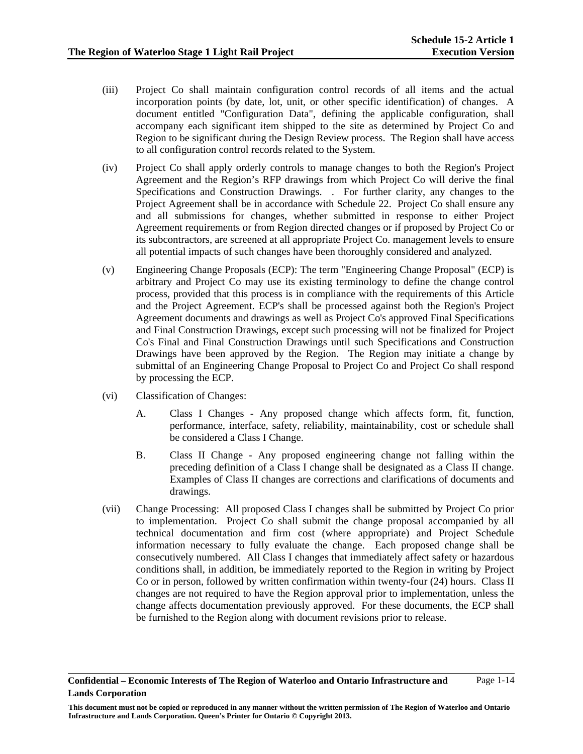(iii) Project Co shall maintain configuration control records of all items and the actual incorporation points (by date, lot, unit, or other specific identification) of changes. A document entitled "Configuration Data", defining the applicable configuration, shall accompany each significant item shipped to the site as determined by Project Co and Region to be significant during the Design Review process. The Region shall have access to all configuration control records related to the System.

(iv) Project Co shall apply orderly controls to manage changes to both the Region's Project Agreement and the Region's RFP drawings from which Project Co will derive the final Specifications and Construction Drawings. . For further clarity, any changes to the Project Agreement shall be in accordance with Schedule 22. Project Co shall ensure any and all submissions for changes, whether submitted in response to either Project Agreement requirements or from Region directed changes or if proposed by Project Co or its subcontractors, are screened at all appropriate Project Co. management levels to ensure all potential impacts of such changes have been thoroughly considered and analyzed.

(v) Engineering Change Proposals (ECP): The term "Engineering Change Proposal" (ECP) is arbitrary and Project Co may use its existing terminology to define the change control process, provided that this process is in compliance with the requirements of this Article and the Project Agreement. ECP's shall be processed against both the Region's Project Agreement documents and drawings as well as Project Co's approved Final Specifications and Final Construction Drawings, except such processing will not be finalized for Project Co's Final and Final Construction Drawings until such Specifications and Construction Drawings have been approved by the Region. The Region may initiate a change by submittal of an Engineering Change Proposal to Project Co and Project Co shall respond by processing the ECP.

(vi) Classification of Changes:

A. Class I Changes - Any proposed change which affects form, fit, function, performance, interface, safety, reliability, maintainability, cost or schedule shall be considered a Class I Change.

B. Class II Change - Any proposed engineering change not falling within the preceding definition of a Class I change shall be designated as a Class II change. Examples of Class II changes are corrections and clarifications of documents and drawings.

(vii) Change Processing: All proposed Class I changes shall be submitted by Project Co prior to implementation. Project Co shall submit the change proposal accompanied by all technical documentation and firm cost (where appropriate) and Project Schedule information necessary to fully evaluate the change. Each proposed change shall be consecutively numbered. All Class I changes that immediately affect safety or hazardous conditions shall, in addition, be immediately reported to the Region in writing by Project Co or in person, followed by written confirmation within twenty-four (24) hours. Class II changes are not required to have the Region approval prior to implementation, unless the change affects documentation previously approved. For these documents, the ECP shall be furnished to the Region along with document revisions prior to release.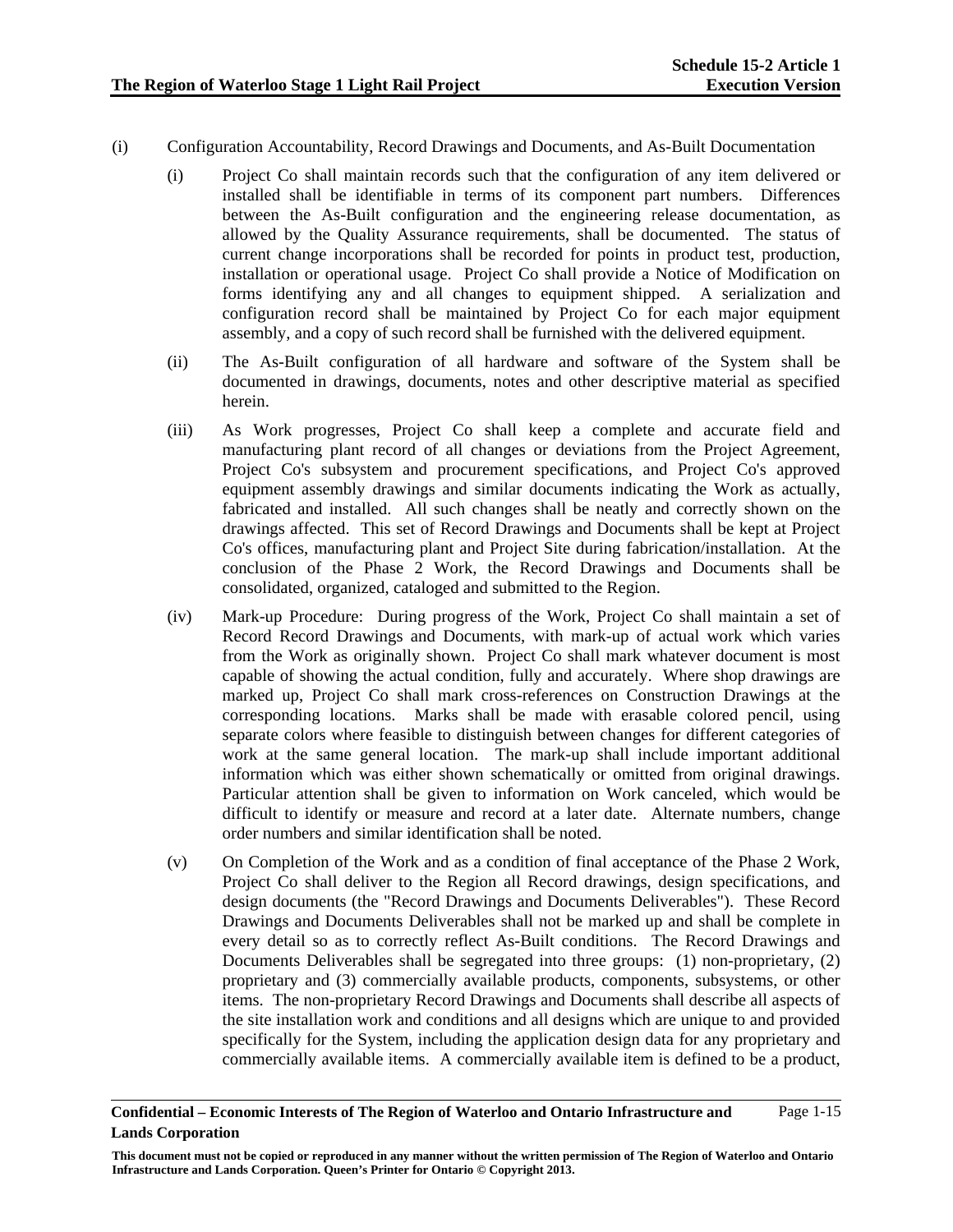(i) Configuration Accountability, Record Drawings and Documents, and As-Built Documentation

(i) Project Co shall maintain records such that the configuration of any item delivered or installed shall be identifiable in terms of its component part numbers. Differences between the As-Built configuration and the engineering release documentation, as allowed by the Quality Assurance requirements, shall be documented. The status of current change incorporations shall be recorded for points in product test, production, installation or operational usage. Project Co shall provide a Notice of Modification on forms identifying any and all changes to equipment shipped. A serialization and configuration record shall be maintained by Project Co for each major equipment assembly, and a copy of such record shall be furnished with the delivered equipment.

(ii) The As-Built configuration of all hardware and software of the System shall be documented in drawings, documents, notes and other descriptive material as specified herein.

(iii) As Work progresses, Project Co shall keep a complete and accurate field and manufacturing plant record of all changes or deviations from the Project Agreement, Project Co's subsystem and procurement specifications, and Project Co's approved equipment assembly drawings and similar documents indicating the Work as actually, fabricated and installed. All such changes shall be neatly and correctly shown on the drawings affected. This set of Record Drawings and Documents shall be kept at Project Co's offices, manufacturing plant and Project Site during fabrication/installation. At the conclusion of the Phase 2 Work, the Record Drawings and Documents shall be consolidated, organized, cataloged and submitted to the Region.

(iv) Mark-up Procedure: During progress of the Work, Project Co shall maintain a set of Record Record Drawings and Documents, with mark-up of actual work which varies from the Work as originally shown. Project Co shall mark whatever document is most capable of showing the actual condition, fully and accurately. Where shop drawings are marked up, Project Co shall mark cross-references on Construction Drawings at the corresponding locations. Marks shall be made with erasable colored pencil, using separate colors where feasible to distinguish between changes for different categories of work at the same general location. The mark-up shall include important additional information which was either shown schematically or omitted from original drawings. Particular attention shall be given to information on Work canceled, which would be difficult to identify or measure and record at a later date. Alternate numbers, change order numbers and similar identification shall be noted.

(v) On Completion of the Work and as a condition of final acceptance of the Phase 2 Work, Project Co shall deliver to the Region all Record drawings, design specifications, and design documents (the "Record Drawings and Documents Deliverables"). These Record Drawings and Documents Deliverables shall not be marked up and shall be complete in every detail so as to correctly reflect As-Built conditions. The Record Drawings and Documents Deliverables shall be segregated into three groups: (1) non-proprietary, (2) proprietary and (3) commercially available products, components, subsystems, or other items. The non-proprietary Record Drawings and Documents shall describe all aspects of the site installation work and conditions and all designs which are unique to and provided specifically for the System, including the application design data for any proprietary and commercially available items. A commercially available item is defined to be a product,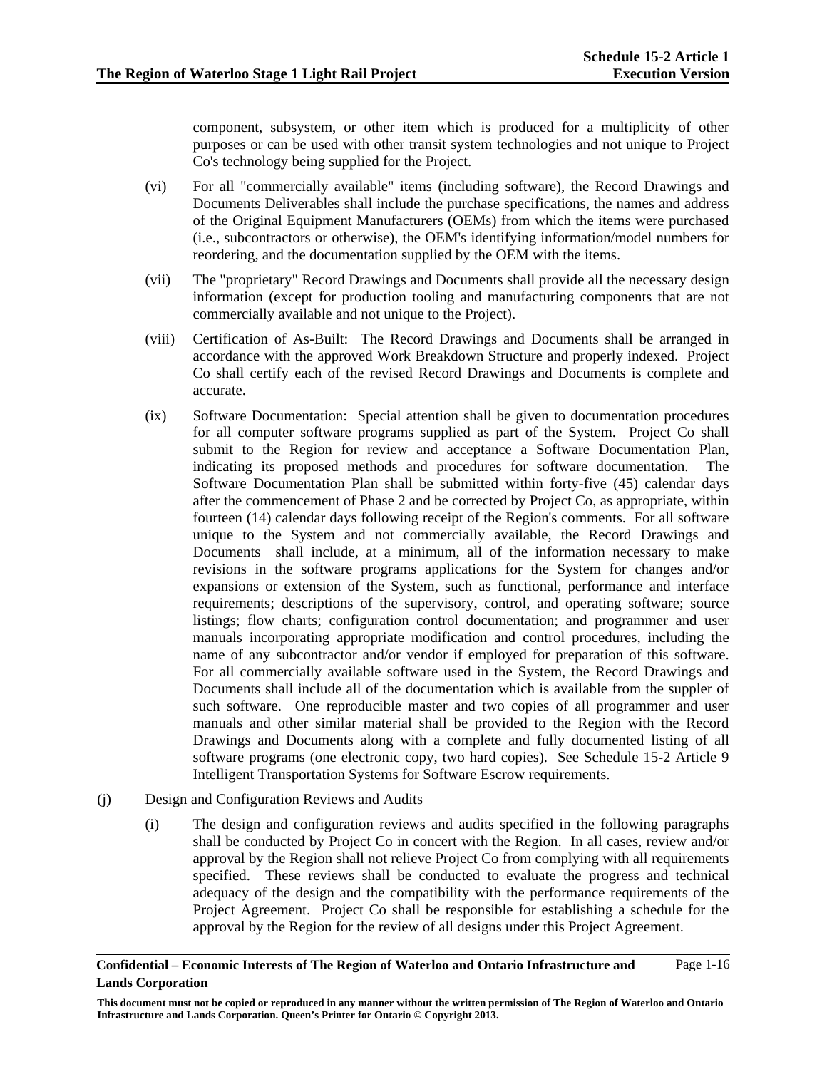component, subsystem, or other item which is produced for a multiplicity of other purposes or can be used with other transit system technologies and not unique to Project Co's technology being supplied for the Project.

(vi) For all "commercially available" items (including software), the Record Drawings and Documents Deliverables shall include the purchase specifications, the names and address of the Original Equipment Manufacturers (OEMs) from which the items were purchased (i.e., subcontractors or otherwise), the OEM's identifying information/model numbers for reordering, and the documentation supplied by the OEM with the items.

(vii) The "proprietary" Record Drawings and Documents shall provide all the necessary design information (except for production tooling and manufacturing components that are not commercially available and not unique to the Project).

(viii) Certification of As-Built: The Record Drawings and Documents shall be arranged in accordance with the approved Work Breakdown Structure and properly indexed. Project Co shall certify each of the revised Record Drawings and Documents is complete and accurate.

(ix) Software Documentation: Special attention shall be given to documentation procedures for all computer software programs supplied as part of the System. Project Co shall submit to the Region for review and acceptance a Software Documentation Plan, indicating its proposed methods and procedures for software documentation. The Software Documentation Plan shall be submitted within forty-five (45) calendar days after the commencement of Phase 2 and be corrected by Project Co, as appropriate, within fourteen (14) calendar days following receipt of the Region's comments. For all software unique to the System and not commercially available, the Record Drawings and Documents shall include, at a minimum, all of the information necessary to make revisions in the software programs applications for the System for changes and/or expansions or extension of the System, such as functional, performance and interface requirements; descriptions of the supervisory, control, and operating software; source listings; flow charts; configuration control documentation; and programmer and user manuals incorporating appropriate modification and control procedures, including the name of any subcontractor and/or vendor if employed for preparation of this software. For all commercially available software used in the System, the Record Drawings and Documents shall include all of the documentation which is available from the suppler of such software. One reproducible master and two copies of all programmer and user manuals and other similar material shall be provided to the Region with the Record Drawings and Documents along with a complete and fully documented listing of all software programs (one electronic copy, two hard copies). See Schedule 15-2 Article 9 Intelligent Transportation Systems for Software Escrow requirements.

(j) Design and Configuration Reviews and Audits

(i) The design and configuration reviews and audits specified in the following paragraphs shall be conducted by Project Co in concert with the Region. In all cases, review and/or approval by the Region shall not relieve Project Co from complying with all requirements specified. These reviews shall be conducted to evaluate the progress and technical adequacy of the design and the compatibility with the performance requirements of the Project Agreement. Project Co shall be responsible for establishing a schedule for the approval by the Region for the review of all designs under this Project Agreement.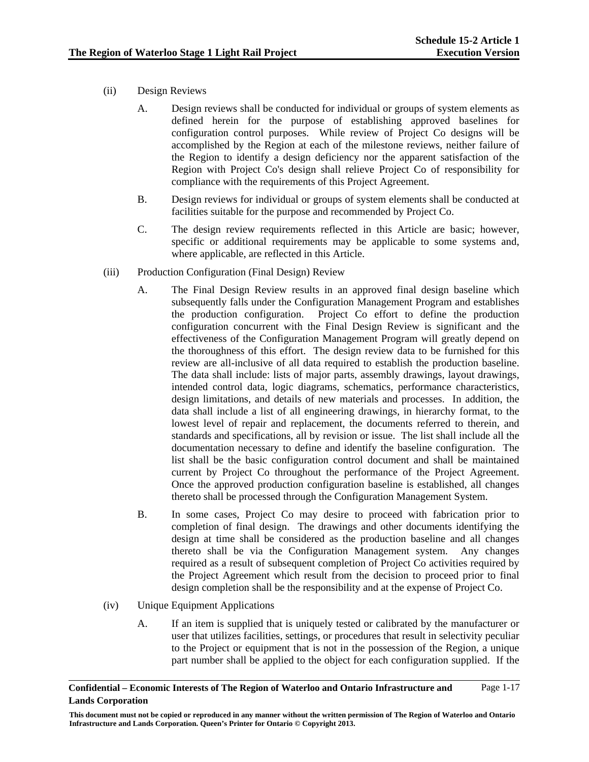(ii) Design Reviews

A. Design reviews shall be conducted for individual or groups of system elements as defined herein for the purpose of establishing approved baselines for configuration control purposes. While review of Project Co designs will be accomplished by the Region at each of the milestone reviews, neither failure of the Region to identify a design deficiency nor the apparent satisfaction of the Region with Project Co's design shall relieve Project Co of responsibility for compliance with the requirements of this Project Agreement.

B. Design reviews for individual or groups of system elements shall be conducted at facilities suitable for the purpose and recommended by Project Co.

C. The design review requirements reflected in this Article are basic; however, specific or additional requirements may be applicable to some systems and, where applicable, are reflected in this Article.

(iii) Production Configuration (Final Design) Review

A. The Final Design Review results in an approved final design baseline which subsequently falls under the Configuration Management Program and establishes the production configuration. Project Co effort to define the production configuration concurrent with the Final Design Review is significant and the effectiveness of the Configuration Management Program will greatly depend on the thoroughness of this effort. The design review data to be furnished for this review are all-inclusive of all data required to establish the production baseline. The data shall include: lists of major parts, assembly drawings, layout drawings, intended control data, logic diagrams, schematics, performance characteristics, design limitations, and details of new materials and processes. In addition, the data shall include a list of all engineering drawings, in hierarchy format, to the lowest level of repair and replacement, the documents referred to therein, and standards and specifications, all by revision or issue. The list shall include all the documentation necessary to define and identify the baseline configuration. The list shall be the basic configuration control document and shall be maintained current by Project Co throughout the performance of the Project Agreement. Once the approved production configuration baseline is established, all changes thereto shall be processed through the Configuration Management System.

B. In some cases, Project Co may desire to proceed with fabrication prior to completion of final design. The drawings and other documents identifying the design at time shall be considered as the production baseline and all changes thereto shall be via the Configuration Management system. Any changes required as a result of subsequent completion of Project Co activities required by the Project Agreement which result from the decision to proceed prior to final design completion shall be the responsibility and at the expense of Project Co.

(iv) Unique Equipment Applications

A. If an item is supplied that is uniquely tested or calibrated by the manufacturer or user that utilizes facilities, settings, or procedures that result in selectivity peculiar to the Project or equipment that is not in the possession of the Region, a unique part number shall be applied to the object for each configuration supplied. If the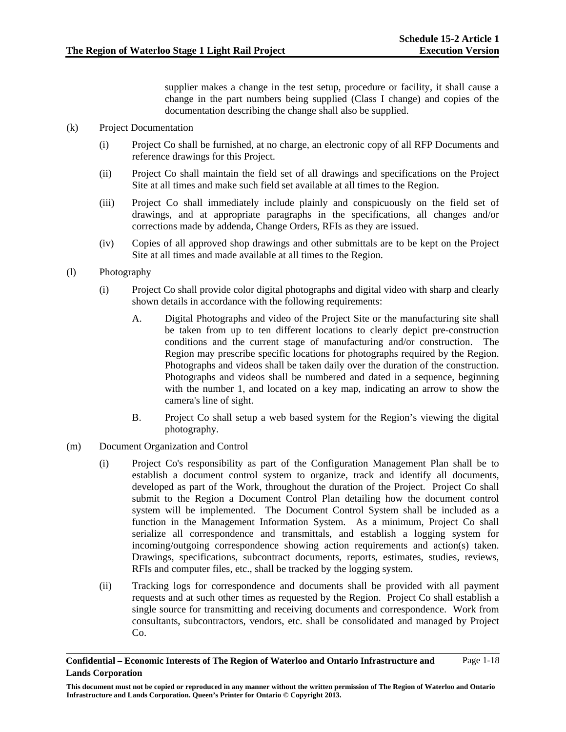supplier makes a change in the test setup, procedure or facility, it shall cause a change in the part numbers being supplied (Class I change) and copies of the documentation describing the change shall also be supplied.

(k) Project Documentation

(i) Project Co shall be furnished, at no charge, an electronic copy of all RFP Documents and reference drawings for this Project.

(ii) Project Co shall maintain the field set of all drawings and specifications on the Project Site at all times and make such field set available at all times to the Region.

(iii) Project Co shall immediately include plainly and conspicuously on the field set of drawings, and at appropriate paragraphs in the specifications, all changes and/or corrections made by addenda, Change Orders, RFIs as they are issued.

(iv) Copies of all approved shop drawings and other submittals are to be kept on the Project Site at all times and made available at all times to the Region.

(l) Photography

(i) Project Co shall provide color digital photographs and digital video with sharp and clearly shown details in accordance with the following requirements:

A. Digital Photographs and video of the Project Site or the manufacturing site shall be taken from up to ten different locations to clearly depict pre-construction conditions and the current stage of manufacturing and/or construction. The Region may prescribe specific locations for photographs required by the Region. Photographs and videos shall be taken daily over the duration of the construction. Photographs and videos shall be numbered and dated in a sequence, beginning with the number 1, and located on a key map, indicating an arrow to show the camera's line of sight.

B. Project Co shall setup a web based system for the Region's viewing the digital photography.

(m) Document Organization and Control

(i) Project Co's responsibility as part of the Configuration Management Plan shall be to establish a document control system to organize, track and identify all documents, developed as part of the Work, throughout the duration of the Project. Project Co shall submit to the Region a Document Control Plan detailing how the document control system will be implemented. The Document Control System shall be included as a function in the Management Information System. As a minimum, Project Co shall serialize all correspondence and transmittals, and establish a logging system for incoming/outgoing correspondence showing action requirements and action(s) taken. Drawings, specifications, subcontract documents, reports, estimates, studies, reviews, RFIs and computer files, etc., shall be tracked by the logging system.

(ii) Tracking logs for correspondence and documents shall be provided with all payment requests and at such other times as requested by the Region. Project Co shall establish a single source for transmitting and receiving documents and correspondence. Work from consultants, subcontractors, vendors, etc. shall be consolidated and managed by Project Co.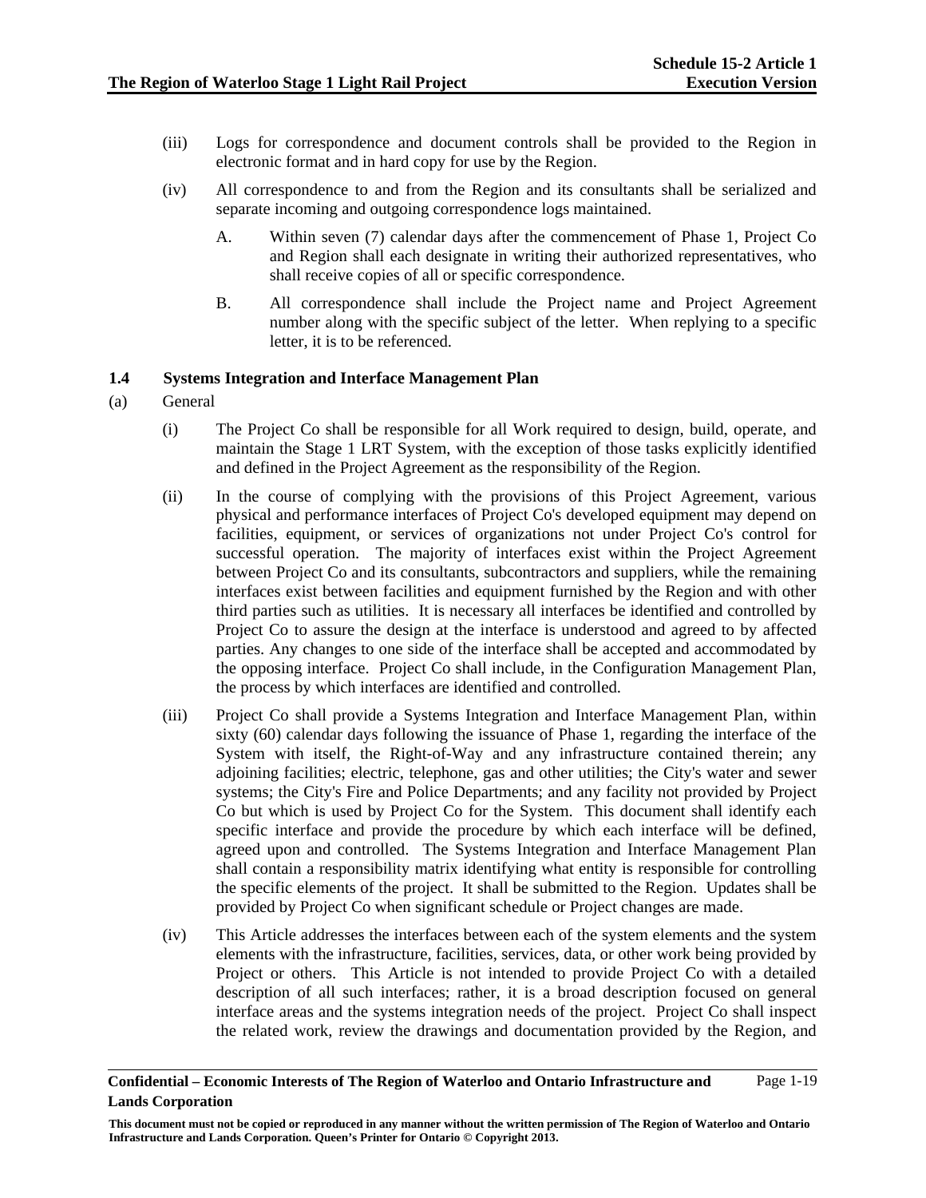(iii) Logs for correspondence and document controls shall be provided to the Region in electronic format and in hard copy for use by the Region.

(iv) All correspondence to and from the Region and its consultants shall be serialized and separate incoming and outgoing correspondence logs maintained.

A. Within seven (7) calendar days after the commencement of Phase 1, Project Co and Region shall each designate in writing their authorized representatives, who shall receive copies of all or specific correspondence.

B. All correspondence shall include the Project name and Project Agreement number along with the specific subject of the letter. When replying to a specific letter, it is to be referenced.

### 1.4 Systems Integration and Interface Management Plan

(a) General

(i) The Project Co shall be responsible for all Work required to design, build, operate, and maintain the Stage 1 LRT System, with the exception of those tasks explicitly identified and defined in the Project Agreement as the responsibility of the Region.

(ii) In the course of complying with the provisions of this Project Agreement, various physical and performance interfaces of Project Co's developed equipment may depend on facilities, equipment, or services of organizations not under Project Co's control for successful operation. The majority of interfaces exist within the Project Agreement between Project Co and its consultants, subcontractors and suppliers, while the remaining interfaces exist between facilities and equipment furnished by the Region and with other third parties such as utilities. It is necessary all interfaces be identified and controlled by Project Co to assure the design at the interface is understood and agreed to by affected parties. Any changes to one side of the interface shall be accepted and accommodated by the opposing interface. Project Co shall include, in the Configuration Management Plan, the process by which interfaces are identified and controlled.

(iii) Project Co shall provide a Systems Integration and Interface Management Plan, within sixty (60) calendar days following the issuance of Phase 1, regarding the interface of the System with itself, the Right-of-Way and any infrastructure contained therein; any adjoining facilities; electric, telephone, gas and other utilities; the City's water and sewer systems; the City's Fire and Police Departments; and any facility not provided by Project Co but which is used by Project Co for the System. This document shall identify each specific interface and provide the procedure by which each interface will be defined, agreed upon and controlled. The Systems Integration and Interface Management Plan shall contain a responsibility matrix identifying what entity is responsible for controlling the specific elements of the project. It shall be submitted to the Region. Updates shall be provided by Project Co when significant schedule or Project changes are made.

(iv) This Article addresses the interfaces between each of the system elements and the system elements with the infrastructure, facilities, services, data, or other work being provided by Project or others. This Article is not intended to provide Project Co with a detailed description of all such interfaces; rather, it is a broad description focused on general interface areas and the systems integration needs of the project. Project Co shall inspect the related work, review the drawings and documentation provided by the Region, and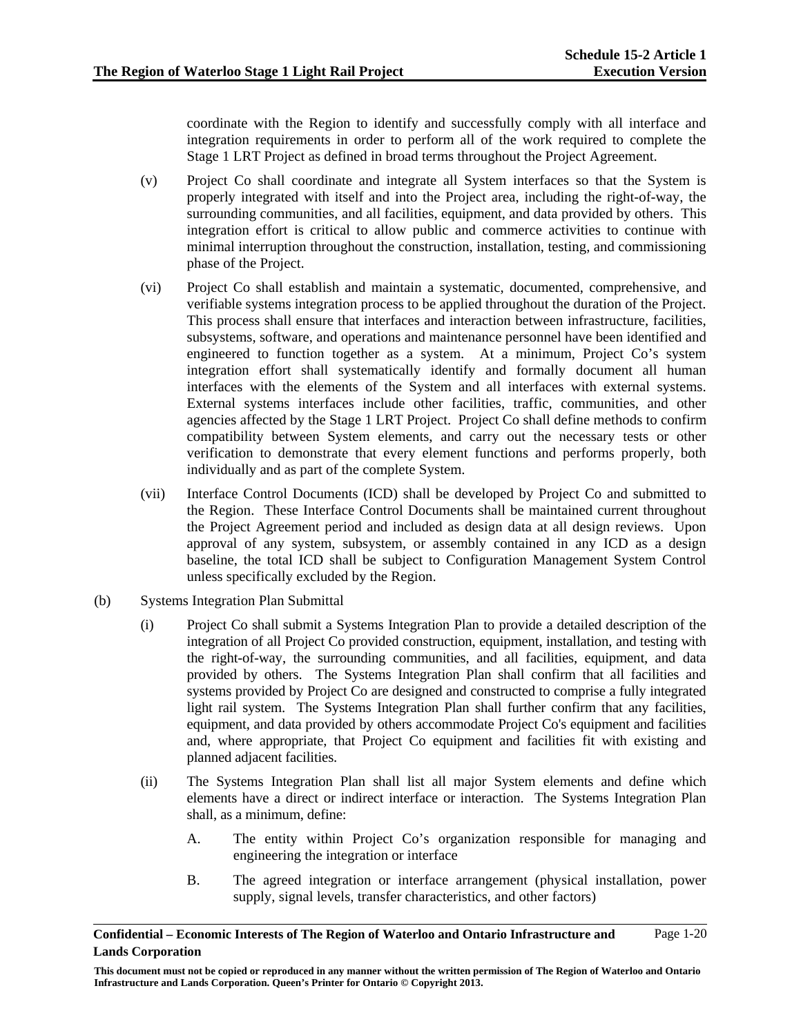coordinate with the Region to identify and successfully comply with all interface and integration requirements in order to perform all of the work required to complete the Stage 1 LRT Project as defined in broad terms throughout the Project Agreement.

(v) Project Co shall coordinate and integrate all System interfaces so that the System is properly integrated with itself and into the Project area, including the right-of-way, the surrounding communities, and all facilities, equipment, and data provided by others. This integration effort is critical to allow public and commerce activities to continue with minimal interruption throughout the construction, installation, testing, and commissioning phase of the Project.

(vi) Project Co shall establish and maintain a systematic, documented, comprehensive, and verifiable systems integration process to be applied throughout the duration of the Project. This process shall ensure that interfaces and interaction between infrastructure, facilities, subsystems, software, and operations and maintenance personnel have been identified and engineered to function together as a system. At a minimum, Project Co's system integration effort shall systematically identify and formally document all human interfaces with the elements of the System and all interfaces with external systems. External systems interfaces include other facilities, traffic, communities, and other agencies affected by the Stage 1 LRT Project. Project Co shall define methods to confirm compatibility between System elements, and carry out the necessary tests or other verification to demonstrate that every element functions and performs properly, both individually and as part of the complete System.

(vii) Interface Control Documents (ICD) shall be developed by Project Co and submitted to the Region. These Interface Control Documents shall be maintained current throughout the Project Agreement period and included as design data at all design reviews. Upon approval of any system, subsystem, or assembly contained in any ICD as a design baseline, the total ICD shall be subject to Configuration Management System Control unless specifically excluded by the Region.

(b) Systems Integration Plan Submittal

(i) Project Co shall submit a Systems Integration Plan to provide a detailed description of the integration of all Project Co provided construction, equipment, installation, and testing with the right-of-way, the surrounding communities, and all facilities, equipment, and data provided by others. The Systems Integration Plan shall confirm that all facilities and systems provided by Project Co are designed and constructed to comprise a fully integrated light rail system. The Systems Integration Plan shall further confirm that any facilities, equipment, and data provided by others accommodate Project Co's equipment and facilities and, where appropriate, that Project Co equipment and facilities fit with existing and planned adjacent facilities.

(ii) The Systems Integration Plan shall list all major System elements and define which elements have a direct or indirect interface or interaction. The Systems Integration Plan shall, as a minimum, define:

A. The entity within Project Co's organization responsible for managing and engineering the integration or interface

B. The agreed integration or interface arrangement (physical installation, power supply, signal levels, transfer characteristics, and other factors)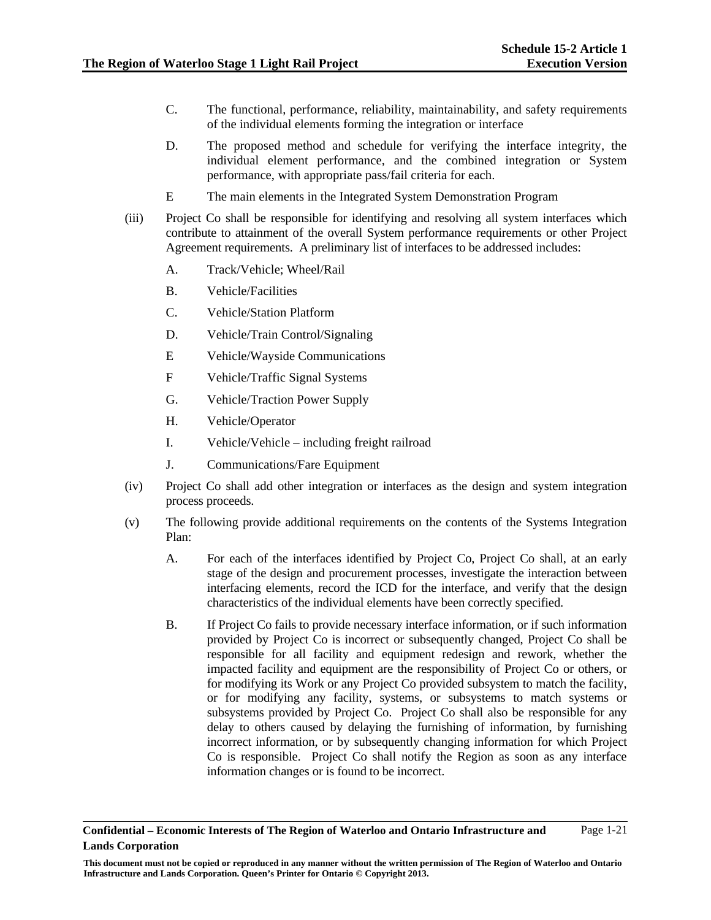C. The functional, performance, reliability, maintainability, and safety requirements of the individual elements forming the integration or interface

D. The proposed method and schedule for verifying the interface integrity, the individual element performance, and the combined integration or System performance, with appropriate pass/fail criteria for each.

E The main elements in the Integrated System Demonstration Program

(iii) Project Co shall be responsible for identifying and resolving all system interfaces which contribute to attainment of the overall System performance requirements or other Project Agreement requirements. A preliminary list of interfaces to be addressed includes:

A. Track/Vehicle; Wheel/Rail

B. Vehicle/Facilities

C. Vehicle/Station Platform

D. Vehicle/Train Control/Signaling

E Vehicle/Wayside Communications

F Vehicle/Traffic Signal Systems

G. Vehicle/Traction Power Supply

H. Vehicle/Operator

I. Vehicle/Vehicle – including freight railroad

J. Communications/Fare Equipment

(iv) Project Co shall add other integration or interfaces as the design and system integration process proceeds.

(v) The following provide additional requirements on the contents of the Systems Integration Plan:

A. For each of the interfaces identified by Project Co, Project Co shall, at an early stage of the design and procurement processes, investigate the interaction between interfacing elements, record the ICD for the interface, and verify that the design characteristics of the individual elements have been correctly specified.

B. If Project Co fails to provide necessary interface information, or if such information provided by Project Co is incorrect or subsequently changed, Project Co shall be responsible for all facility and equipment redesign and rework, whether the impacted facility and equipment are the responsibility of Project Co or others, or for modifying its Work or any Project Co provided subsystem to match the facility, or for modifying any facility, systems, or subsystems to match systems or subsystems provided by Project Co. Project Co shall also be responsible for any delay to others caused by delaying the furnishing of information, by furnishing incorrect information, or by subsequently changing information for which Project Co is responsible. Project Co shall notify the Region as soon as any interface information changes or is found to be incorrect.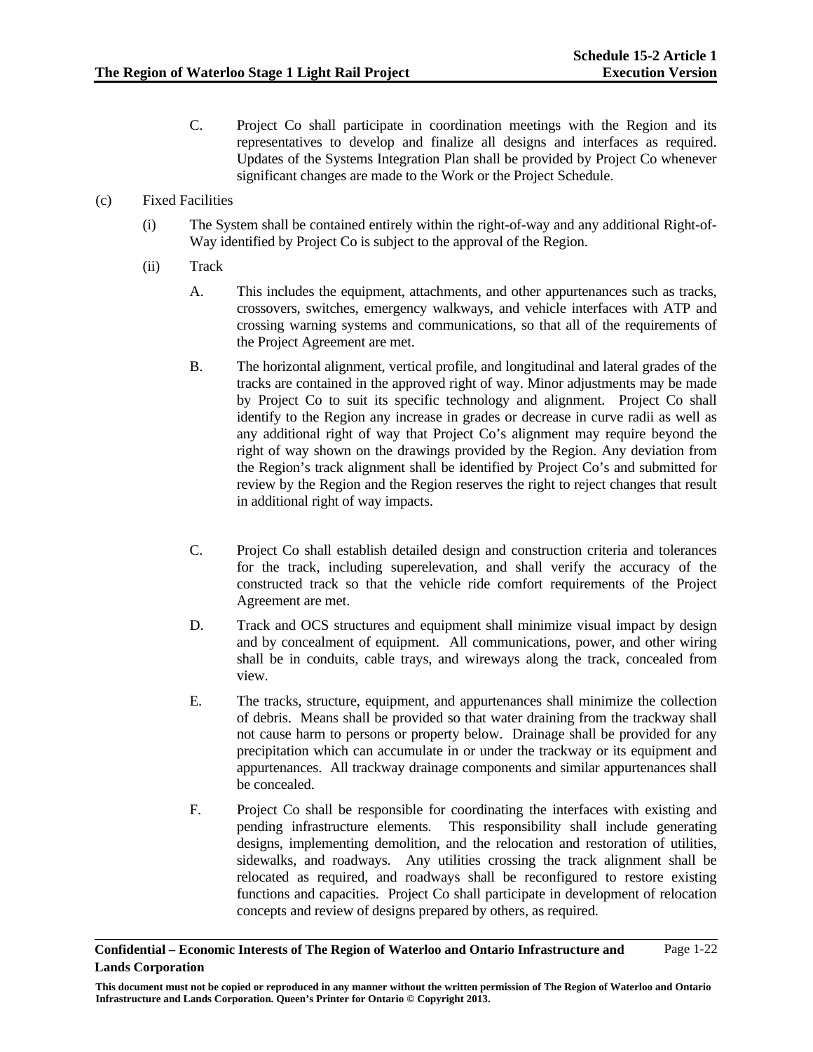C. Project Co shall participate in coordination meetings with the Region and its representatives to develop and finalize all designs and interfaces as required. Updates of the Systems Integration Plan shall be provided by Project Co whenever significant changes are made to the Work or the Project Schedule.

(c) Fixed Facilities

(i) The System shall be contained entirely within the right-of-way and any additional Right-of-Way identified by Project Co is subject to the approval of the Region.

(ii) Track

A. This includes the equipment, attachments, and other appurtenances such as tracks, crossovers, switches, emergency walkways, and vehicle interfaces with ATP and crossing warning systems and communications, so that all of the requirements of the Project Agreement are met.

B. The horizontal alignment, vertical profile, and longitudinal and lateral grades of the tracks are contained in the approved right of way. Minor adjustments may be made by Project Co to suit its specific technology and alignment. Project Co shall identify to the Region any increase in grades or decrease in curve radii as well as any additional right of way that Project Co's alignment may require beyond the right of way shown on the drawings provided by the Region. Any deviation from the Region's track alignment shall be identified by Project Co's and submitted for review by the Region and the Region reserves the right to reject changes that result in additional right of way impacts.

C. Project Co shall establish detailed design and construction criteria and tolerances for the track, including superelevation, and shall verify the accuracy of the constructed track so that the vehicle ride comfort requirements of the Project Agreement are met.

D. Track and OCS structures and equipment shall minimize visual impact by design and by concealment of equipment. All communications, power, and other wiring shall be in conduits, cable trays, and wireways along the track, concealed from view.

E. The tracks, structure, equipment, and appurtenances shall minimize the collection of debris. Means shall be provided so that water draining from the trackway shall not cause harm to persons or property below. Drainage shall be provided for any precipitation which can accumulate in or under the trackway or its equipment and appurtenances. All trackway drainage components and similar appurtenances shall be concealed.

F. Project Co shall be responsible for coordinating the interfaces with existing and pending infrastructure elements. This responsibility shall include generating designs, implementing demolition, and the relocation and restoration of utilities, sidewalks, and roadways. Any utilities crossing the track alignment shall be relocated as required, and roadways shall be reconfigured to restore existing functions and capacities. Project Co shall participate in development of relocation concepts and review of designs prepared by others, as required.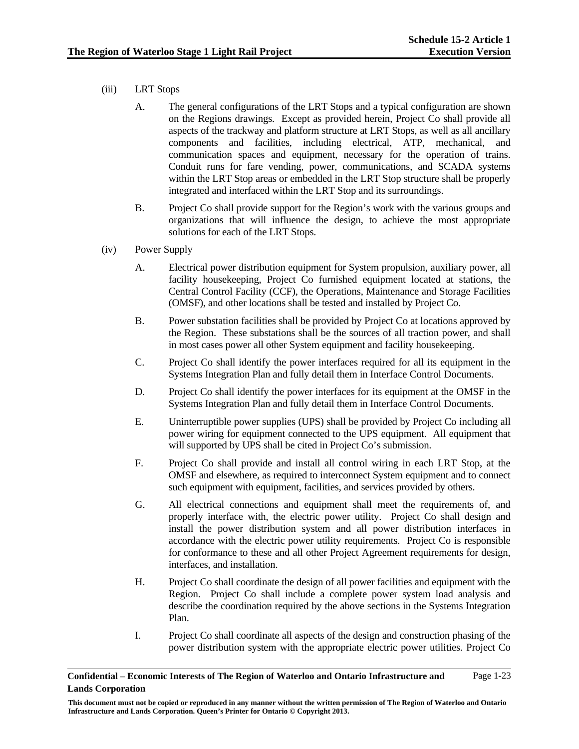(iii) LRT Stops

A. The general configurations of the LRT Stops and a typical configuration are shown on the Regions drawings. Except as provided herein, Project Co shall provide all aspects of the trackway and platform structure at LRT Stops, as well as all ancillary components and facilities, including electrical, ATP, mechanical, and communication spaces and equipment, necessary for the operation of trains. Conduit runs for fare vending, power, communications, and SCADA systems within the LRT Stop areas or embedded in the LRT Stop structure shall be properly integrated and interfaced within the LRT Stop and its surroundings.

B. Project Co shall provide support for the Region's work with the various groups and organizations that will influence the design, to achieve the most appropriate solutions for each of the LRT Stops.

(iv) Power Supply

A. Electrical power distribution equipment for System propulsion, auxiliary power, all facility housekeeping, Project Co furnished equipment located at stations, the Central Control Facility (CCF), the Operations, Maintenance and Storage Facilities (OMSF), and other locations shall be tested and installed by Project Co.

B. Power substation facilities shall be provided by Project Co at locations approved by the Region. These substations shall be the sources of all traction power, and shall in most cases power all other System equipment and facility housekeeping.

C. Project Co shall identify the power interfaces required for all its equipment in the Systems Integration Plan and fully detail them in Interface Control Documents.

D. Project Co shall identify the power interfaces for its equipment at the OMSF in the Systems Integration Plan and fully detail them in Interface Control Documents.

E. Uninterruptible power supplies (UPS) shall be provided by Project Co including all power wiring for equipment connected to the UPS equipment. All equipment that will supported by UPS shall be cited in Project Co's submission.

F. Project Co shall provide and install all control wiring in each LRT Stop, at the OMSF and elsewhere, as required to interconnect System equipment and to connect such equipment with equipment, facilities, and services provided by others.

G. All electrical connections and equipment shall meet the requirements of, and properly interface with, the electric power utility. Project Co shall design and install the power distribution system and all power distribution interfaces in accordance with the electric power utility requirements. Project Co is responsible for conformance to these and all other Project Agreement requirements for design, interfaces, and installation.

H. Project Co shall coordinate the design of all power facilities and equipment with the Region. Project Co shall include a complete power system load analysis and describe the coordination required by the above sections in the Systems Integration Plan.

I. Project Co shall coordinate all aspects of the design and construction phasing of the power distribution system with the appropriate electric power utilities. Project Co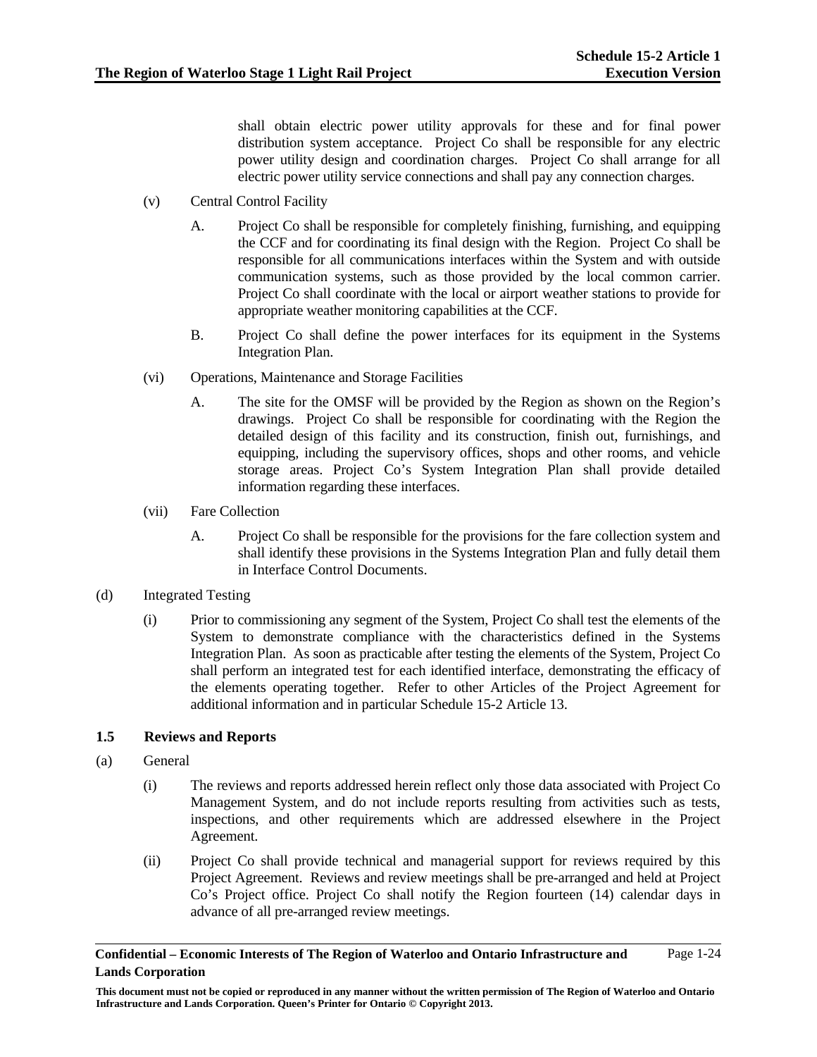shall obtain electric power utility approvals for these and for final power distribution system acceptance. Project Co shall be responsible for any electric power utility design and coordination charges. Project Co shall arrange for all electric power utility service connections and shall pay any connection charges.

(v) Central Control Facility

A. Project Co shall be responsible for completely finishing, furnishing, and equipping the CCF and for coordinating its final design with the Region. Project Co shall be responsible for all communications interfaces within the System and with outside communication systems, such as those provided by the local common carrier. Project Co shall coordinate with the local or airport weather stations to provide for appropriate weather monitoring capabilities at the CCF.

B. Project Co shall define the power interfaces for its equipment in the Systems Integration Plan.

(vi) Operations, Maintenance and Storage Facilities

A. The site for the OMSF will be provided by the Region as shown on the Region's drawings. Project Co shall be responsible for coordinating with the Region the detailed design of this facility and its construction, finish out, furnishings, and equipping, including the supervisory offices, shops and other rooms, and vehicle storage areas. Project Co's System Integration Plan shall provide detailed information regarding these interfaces.

(vii) Fare Collection

A. Project Co shall be responsible for the provisions for the fare collection system and shall identify these provisions in the Systems Integration Plan and fully detail them in Interface Control Documents.

(d) Integrated Testing

(i) Prior to commissioning any segment of the System, Project Co shall test the elements of the System to demonstrate compliance with the characteristics defined in the Systems Integration Plan. As soon as practicable after testing the elements of the System, Project Co shall perform an integrated test for each identified interface, demonstrating the efficacy of the elements operating together. Refer to other Articles of the Project Agreement for additional information and in particular Schedule 15-2 Article 13.

### 1.5 Reviews and Reports

(a) General

(i) The reviews and reports addressed herein reflect only those data associated with Project Co Management System, and do not include reports resulting from activities such as tests, inspections, and other requirements which are addressed elsewhere in the Project Agreement.

(ii) Project Co shall provide technical and managerial support for reviews required by this Project Agreement. Reviews and review meetings shall be pre-arranged and held at Project Co's Project office. Project Co shall notify the Region fourteen (14) calendar days in advance of all pre-arranged review meetings.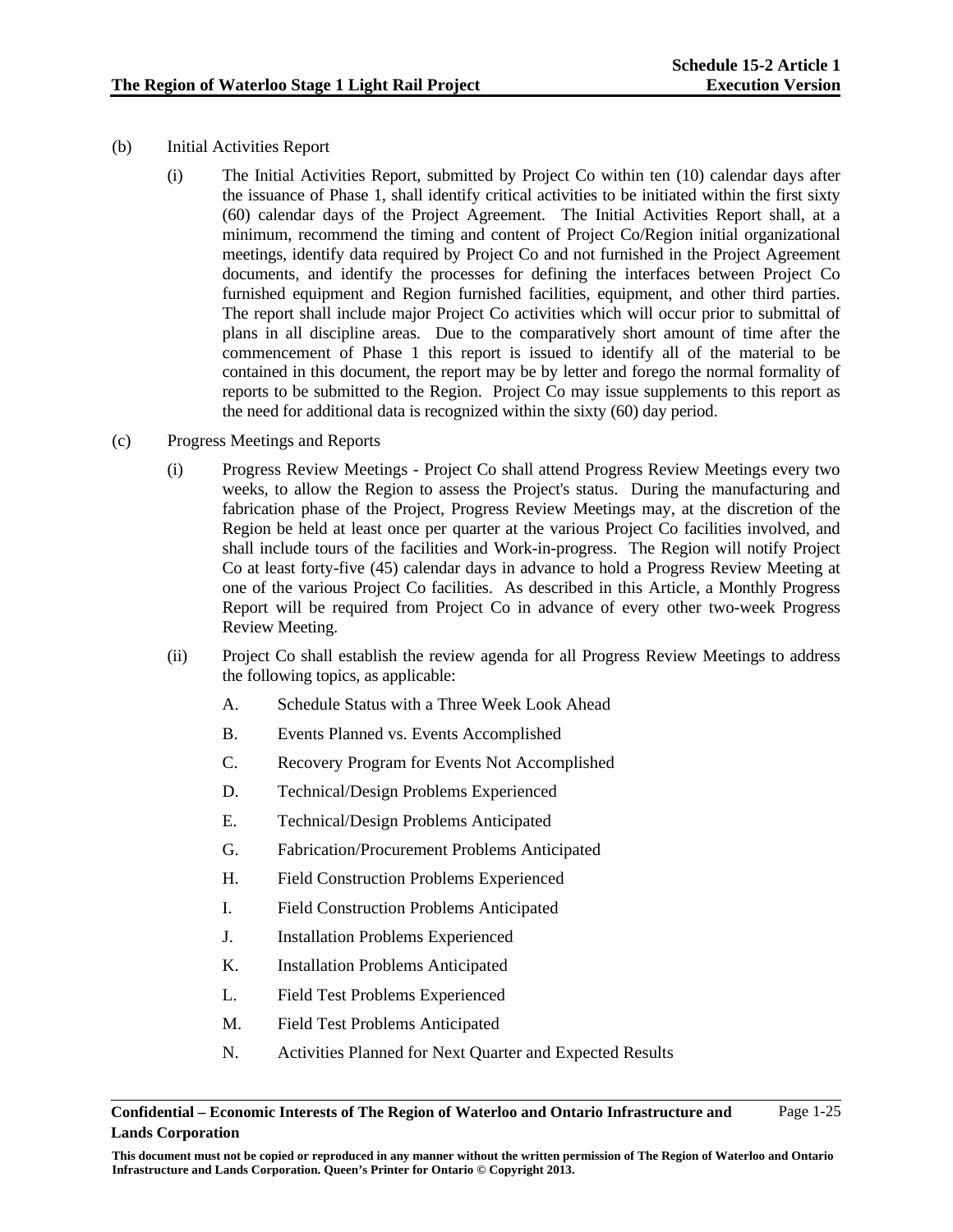(b) Initial Activities Report

(i) The Initial Activities Report, submitted by Project Co within ten (10) calendar days after the issuance of Phase 1, shall identify critical activities to be initiated within the first sixty (60) calendar days of the Project Agreement. The Initial Activities Report shall, at a minimum, recommend the timing and content of Project Co/Region initial organizational meetings, identify data required by Project Co and not furnished in the Project Agreement documents, and identify the processes for defining the interfaces between Project Co furnished equipment and Region furnished facilities, equipment, and other third parties. The report shall include major Project Co activities which will occur prior to submittal of plans in all discipline areas. Due to the comparatively short amount of time after the commencement of Phase 1 this report is issued to identify all of the material to be contained in this document, the report may be by letter and forego the normal formality of reports to be submitted to the Region. Project Co may issue supplements to this report as the need for additional data is recognized within the sixty (60) day period.

(c) Progress Meetings and Reports

(i) Progress Review Meetings - Project Co shall attend Progress Review Meetings every two weeks, to allow the Region to assess the Project's status. During the manufacturing and fabrication phase of the Project, Progress Review Meetings may, at the discretion of the Region be held at least once per quarter at the various Project Co facilities involved, and shall include tours of the facilities and Work-in-progress. The Region will notify Project Co at least forty-five (45) calendar days in advance to hold a Progress Review Meeting at one of the various Project Co facilities. As described in this Article, a Monthly Progress Report will be required from Project Co in advance of every other two-week Progress Review Meeting.

(ii) Project Co shall establish the review agenda for all Progress Review Meetings to address the following topics, as applicable:

A. Schedule Status with a Three Week Look Ahead

B. Events Planned vs. Events Accomplished

C. Recovery Program for Events Not Accomplished

D. Technical/Design Problems Experienced

E. Technical/Design Problems Anticipated

G. Fabrication/Procurement Problems Anticipated

H. Field Construction Problems Experienced

I. Field Construction Problems Anticipated

J. Installation Problems Experienced

K. Installation Problems Anticipated

L. Field Test Problems Experienced

M. Field Test Problems Anticipated

N. Activities Planned for Next Quarter and Expected Results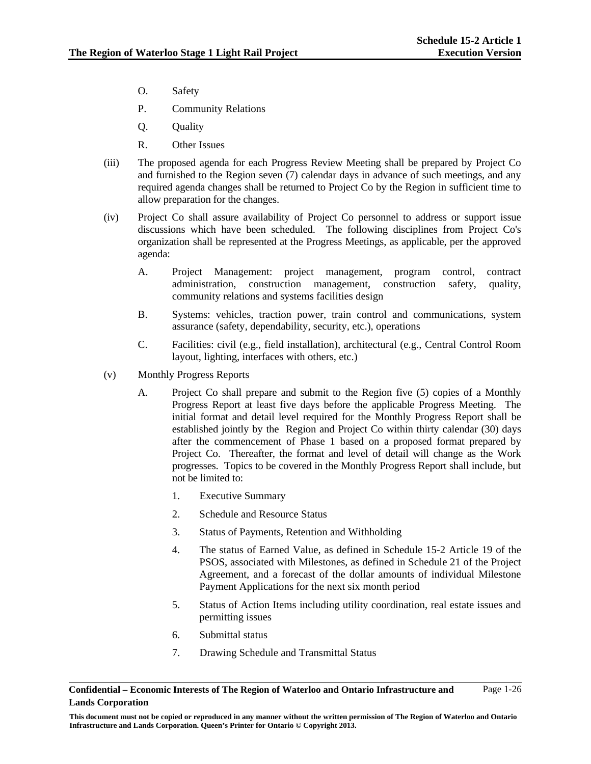O. Safety

P. Community Relations

Q. Quality

R. Other Issues

(iii) The proposed agenda for each Progress Review Meeting shall be prepared by Project Co and furnished to the Region seven (7) calendar days in advance of such meetings, and any required agenda changes shall be returned to Project Co by the Region in sufficient time to allow preparation for the changes.

(iv) Project Co shall assure availability of Project Co personnel to address or support issue discussions which have been scheduled. The following disciplines from Project Co's organization shall be represented at the Progress Meetings, as applicable, per the approved agenda:

A. Project Management: project management, program control, contract administration, construction management, construction safety, quality, community relations and systems facilities design

B. Systems: vehicles, traction power, train control and communications, system assurance (safety, dependability, security, etc.), operations

C. Facilities: civil (e.g., field installation), architectural (e.g., Central Control Room layout, lighting, interfaces with others, etc.)

(v) Monthly Progress Reports

A. Project Co shall prepare and submit to the Region five (5) copies of a Monthly Progress Report at least five days before the applicable Progress Meeting. The initial format and detail level required for the Monthly Progress Report shall be established jointly by the Region and Project Co within thirty calendar (30) days after the commencement of Phase 1 based on a proposed format prepared by Project Co. Thereafter, the format and level of detail will change as the Work progresses. Topics to be covered in the Monthly Progress Report shall include, but not be limited to:

1. Executive Summary

2. Schedule and Resource Status

3. Status of Payments, Retention and Withholding

4. The status of Earned Value, as defined in Schedule 15-2 Article 19 of the PSOS, associated with Milestones, as defined in Schedule 21 of the Project Agreement, and a forecast of the dollar amounts of individual Milestone Payment Applications for the next six month period

5. Status of Action Items including utility coordination, real estate issues and permitting issues

6. Submittal status

7. Drawing Schedule and Transmittal Status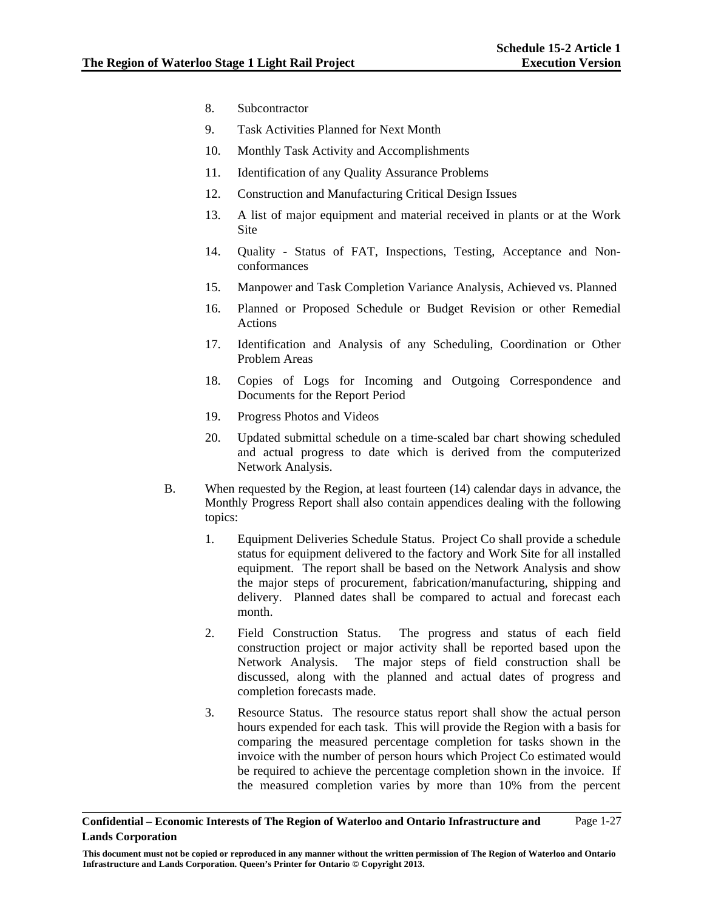8. Subcontractor

9. Task Activities Planned for Next Month

10. Monthly Task Activity and Accomplishments

11. Identification of any Quality Assurance Problems

12. Construction and Manufacturing Critical Design Issues

13. A list of major equipment and material received in plants or at the Work Site

14. Quality - Status of FAT, Inspections, Testing, Acceptance and Non-conformances

15. Manpower and Task Completion Variance Analysis, Achieved vs. Planned

16. Planned or Proposed Schedule or Budget Revision or other Remedial Actions

17. Identification and Analysis of any Scheduling, Coordination or Other Problem Areas

18. Copies of Logs for Incoming and Outgoing Correspondence and Documents for the Report Period

19. Progress Photos and Videos

20. Updated submittal schedule on a time-scaled bar chart showing scheduled and actual progress to date which is derived from the computerized Network Analysis.

B. When requested by the Region, at least fourteen (14) calendar days in advance, the Monthly Progress Report shall also contain appendices dealing with the following topics:

1. Equipment Deliveries Schedule Status. Project Co shall provide a schedule status for equipment delivered to the factory and Work Site for all installed equipment. The report shall be based on the Network Analysis and show the major steps of procurement, fabrication/manufacturing, shipping and delivery. Planned dates shall be compared to actual and forecast each month.

2. Field Construction Status. The progress and status of each field construction project or major activity shall be reported based upon the Network Analysis. The major steps of field construction shall be discussed, along with the planned and actual dates of progress and completion forecasts made.

3. Resource Status. The resource status report shall show the actual person hours expended for each task. This will provide the Region with a basis for comparing the measured percentage completion for tasks shown in the invoice with the number of person hours which Project Co estimated would be required to achieve the percentage completion shown in the invoice. If the measured completion varies by more than 10% from the percent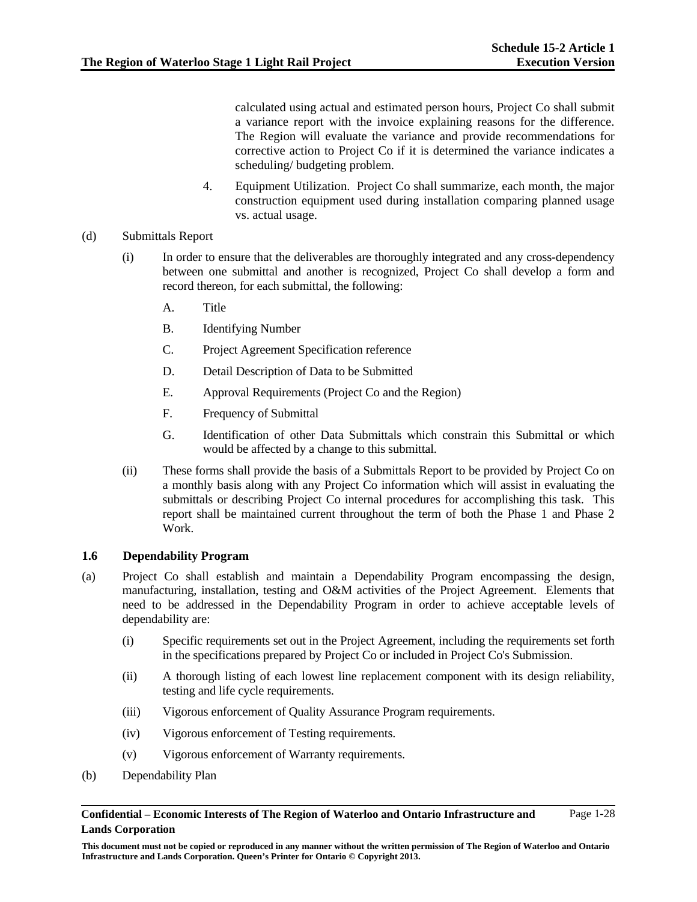calculated using actual and estimated person hours, Project Co shall submit a variance report with the invoice explaining reasons for the difference. The Region will evaluate the variance and provide recommendations for corrective action to Project Co if it is determined the variance indicates a scheduling/ budgeting problem.

4. Equipment Utilization. Project Co shall summarize, each month, the major construction equipment used during installation comparing planned usage vs. actual usage.

(d) Submittals Report

(i) In order to ensure that the deliverables are thoroughly integrated and any cross-dependency between one submittal and another is recognized, Project Co shall develop a form and record thereon, for each submittal, the following:

A. Title

B. Identifying Number

C. Project Agreement Specification reference

D. Detail Description of Data to be Submitted

E. Approval Requirements (Project Co and the Region)

F. Frequency of Submittal

G. Identification of other Data Submittals which constrain this Submittal or which would be affected by a change to this submittal.

(ii) These forms shall provide the basis of a Submittals Report to be provided by Project Co on a monthly basis along with any Project Co information which will assist in evaluating the submittals or describing Project Co internal procedures for accomplishing this task. This report shall be maintained current throughout the term of both the Phase 1 and Phase 2 Work.

### 1.6 Dependability Program

(a) Project Co shall establish and maintain a Dependability Program encompassing the design, manufacturing, installation, testing and O&M activities of the Project Agreement. Elements that need to be addressed in the Dependability Program in order to achieve acceptable levels of dependability are:

(i) Specific requirements set out in the Project Agreement, including the requirements set forth in the specifications prepared by Project Co or included in Project Co's Submission.

(ii) A thorough listing of each lowest line replacement component with its design reliability, testing and life cycle requirements.

(iii) Vigorous enforcement of Quality Assurance Program requirements.

(iv) Vigorous enforcement of Testing requirements.

(v) Vigorous enforcement of Warranty requirements.

(b) Dependability Plan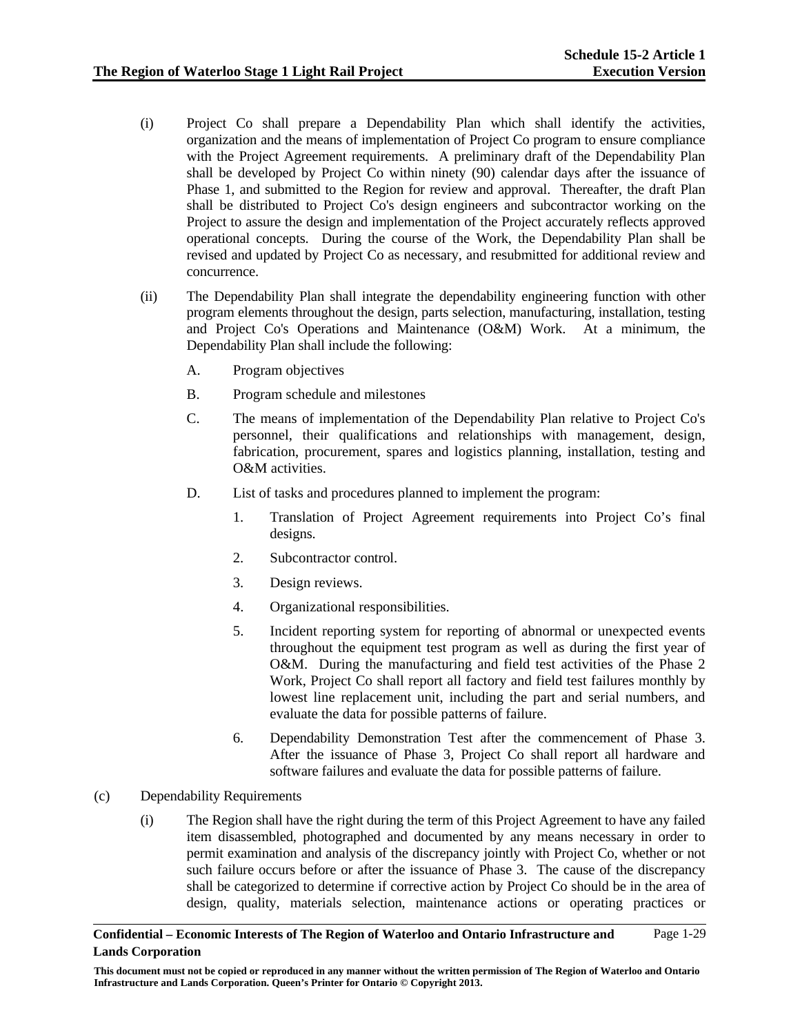(i) Project Co shall prepare a Dependability Plan which shall identify the activities, organization and the means of implementation of Project Co program to ensure compliance with the Project Agreement requirements. A preliminary draft of the Dependability Plan shall be developed by Project Co within ninety (90) calendar days after the issuance of Phase 1, and submitted to the Region for review and approval. Thereafter, the draft Plan shall be distributed to Project Co's design engineers and subcontractor working on the Project to assure the design and implementation of the Project accurately reflects approved operational concepts. During the course of the Work, the Dependability Plan shall be revised and updated by Project Co as necessary, and resubmitted for additional review and concurrence.

(ii) The Dependability Plan shall integrate the dependability engineering function with other program elements throughout the design, parts selection, manufacturing, installation, testing and Project Co's Operations and Maintenance (O&M) Work. At a minimum, the Dependability Plan shall include the following:

A. Program objectives

B. Program schedule and milestones

C. The means of implementation of the Dependability Plan relative to Project Co's personnel, their qualifications and relationships with management, design, fabrication, procurement, spares and logistics planning, installation, testing and O&M activities.

D. List of tasks and procedures planned to implement the program:

1. Translation of Project Agreement requirements into Project Co's final designs.

2. Subcontractor control.

3. Design reviews.

4. Organizational responsibilities.

5. Incident reporting system for reporting of abnormal or unexpected events throughout the equipment test program as well as during the first year of O&M. During the manufacturing and field test activities of the Phase 2 Work, Project Co shall report all factory and field test failures monthly by lowest line replacement unit, including the part and serial numbers, and evaluate the data for possible patterns of failure.

6. Dependability Demonstration Test after the commencement of Phase 3. After the issuance of Phase 3, Project Co shall report all hardware and software failures and evaluate the data for possible patterns of failure.

(c) Dependability Requirements

(i) The Region shall have the right during the term of this Project Agreement to have any failed item disassembled, photographed and documented by any means necessary in order to permit examination and analysis of the discrepancy jointly with Project Co, whether or not such failure occurs before or after the issuance of Phase 3. The cause of the discrepancy shall be categorized to determine if corrective action by Project Co should be in the area of design, quality, materials selection, maintenance actions or operating practices or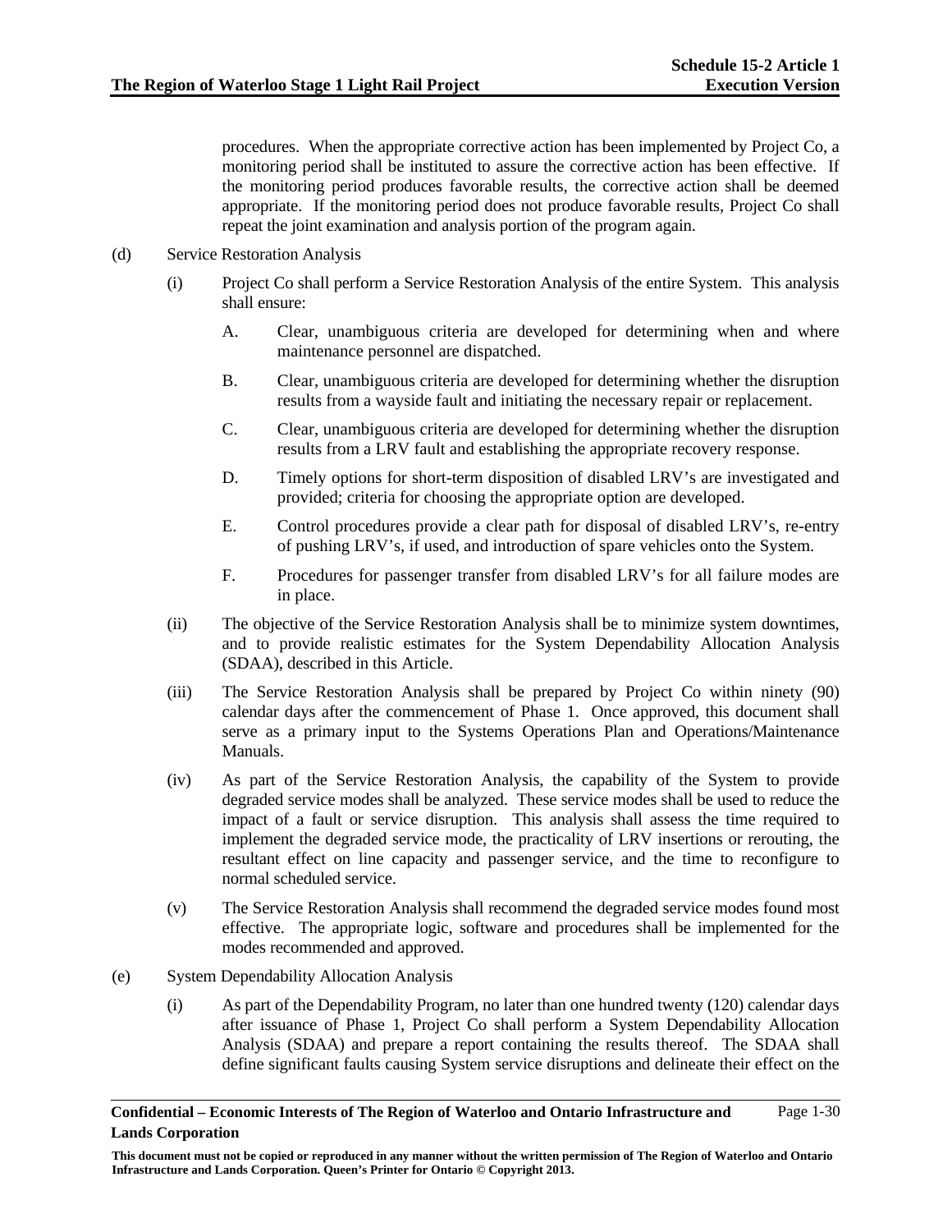procedures. When the appropriate corrective action has been implemented by Project Co, a monitoring period shall be instituted to assure the corrective action has been effective. If the monitoring period produces favorable results, the corrective action shall be deemed appropriate. If the monitoring period does not produce favorable results, Project Co shall repeat the joint examination and analysis portion of the program again.

(d) Service Restoration Analysis

(i) Project Co shall perform a Service Restoration Analysis of the entire System. This analysis shall ensure:

A. Clear, unambiguous criteria are developed for determining when and where maintenance personnel are dispatched.

B. Clear, unambiguous criteria are developed for determining whether the disruption results from a wayside fault and initiating the necessary repair or replacement.

C. Clear, unambiguous criteria are developed for determining whether the disruption results from a LRV fault and establishing the appropriate recovery response.

D. Timely options for short-term disposition of disabled LRV's are investigated and provided; criteria for choosing the appropriate option are developed.

E. Control procedures provide a clear path for disposal of disabled LRV's, re-entry of pushing LRV's, if used, and introduction of spare vehicles onto the System.

F. Procedures for passenger transfer from disabled LRV's for all failure modes are in place.

(ii) The objective of the Service Restoration Analysis shall be to minimize system downtimes, and to provide realistic estimates for the System Dependability Allocation Analysis (SDAA), described in this Article.

(iii) The Service Restoration Analysis shall be prepared by Project Co within ninety (90) calendar days after the commencement of Phase 1. Once approved, this document shall serve as a primary input to the Systems Operations Plan and Operations/Maintenance Manuals.

(iv) As part of the Service Restoration Analysis, the capability of the System to provide degraded service modes shall be analyzed. These service modes shall be used to reduce the impact of a fault or service disruption. This analysis shall assess the time required to implement the degraded service mode, the practicality of LRV insertions or rerouting, the resultant effect on line capacity and passenger service, and the time to reconfigure to normal scheduled service.

(v) The Service Restoration Analysis shall recommend the degraded service modes found most effective. The appropriate logic, software and procedures shall be implemented for the modes recommended and approved.

(e) System Dependability Allocation Analysis

(i) As part of the Dependability Program, no later than one hundred twenty (120) calendar days after issuance of Phase 1, Project Co shall perform a System Dependability Allocation Analysis (SDAA) and prepare a report containing the results thereof. The SDAA shall define significant faults causing System service disruptions and delineate their effect on the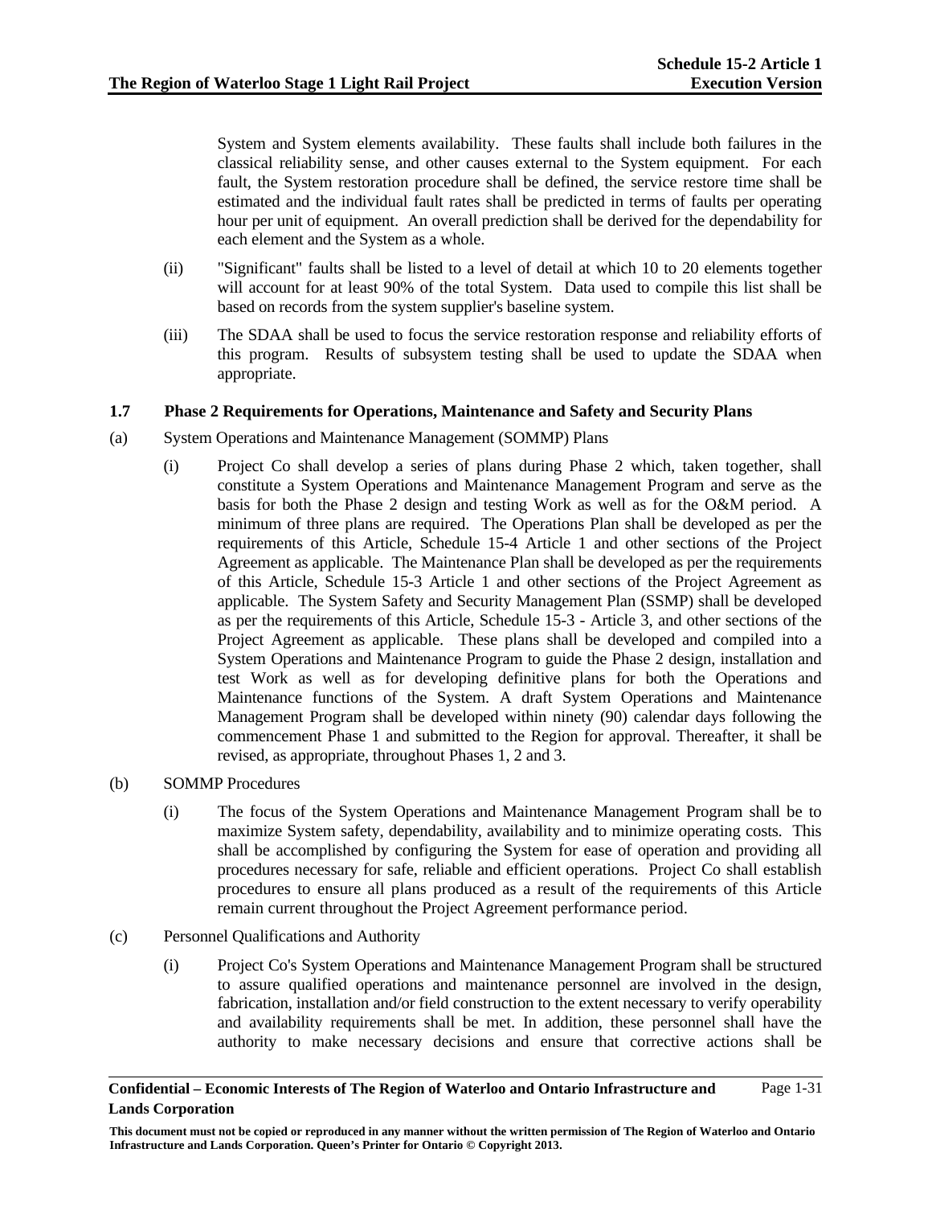System and System elements availability. These faults shall include both failures in the classical reliability sense, and other causes external to the System equipment. For each fault, the System restoration procedure shall be defined, the service restore time shall be estimated and the individual fault rates shall be predicted in terms of faults per operating hour per unit of equipment. An overall prediction shall be derived for the dependability for each element and the System as a whole.

(ii) "Significant" faults shall be listed to a level of detail at which 10 to 20 elements together will account for at least 90% of the total System. Data used to compile this list shall be based on records from the system supplier's baseline system.

(iii) The SDAA shall be used to focus the service restoration response and reliability efforts of this program. Results of subsystem testing shall be used to update the SDAA when appropriate.

### 1.7 Phase 2 Requirements for Operations, Maintenance and Safety and Security Plans

(a) System Operations and Maintenance Management (SOMMP) Plans

(i) Project Co shall develop a series of plans during Phase 2 which, taken together, shall constitute a System Operations and Maintenance Management Program and serve as the basis for both the Phase 2 design and testing Work as well as for the O&M period. A minimum of three plans are required. The Operations Plan shall be developed as per the requirements of this Article, Schedule 15-4 Article 1 and other sections of the Project Agreement as applicable. The Maintenance Plan shall be developed as per the requirements of this Article, Schedule 15-3 Article 1 and other sections of the Project Agreement as applicable. The System Safety and Security Management Plan (SSMP) shall be developed as per the requirements of this Article, Schedule 15-3 - Article 3, and other sections of the Project Agreement as applicable. These plans shall be developed and compiled into a System Operations and Maintenance Program to guide the Phase 2 design, installation and test Work as well as for developing definitive plans for both the Operations and Maintenance functions of the System. A draft System Operations and Maintenance Management Program shall be developed within ninety (90) calendar days following the commencement Phase 1 and submitted to the Region for approval. Thereafter, it shall be revised, as appropriate, throughout Phases 1, 2 and 3.

(b) SOMMP Procedures

(i) The focus of the System Operations and Maintenance Management Program shall be to maximize System safety, dependability, availability and to minimize operating costs. This shall be accomplished by configuring the System for ease of operation and providing all procedures necessary for safe, reliable and efficient operations. Project Co shall establish procedures to ensure all plans produced as a result of the requirements of this Article remain current throughout the Project Agreement performance period.

(c) Personnel Qualifications and Authority

(i) Project Co's System Operations and Maintenance Management Program shall be structured to assure qualified operations and maintenance personnel are involved in the design, fabrication, installation and/or field construction to the extent necessary to verify operability and availability requirements shall be met. In addition, these personnel shall have the authority to make necessary decisions and ensure that corrective actions shall be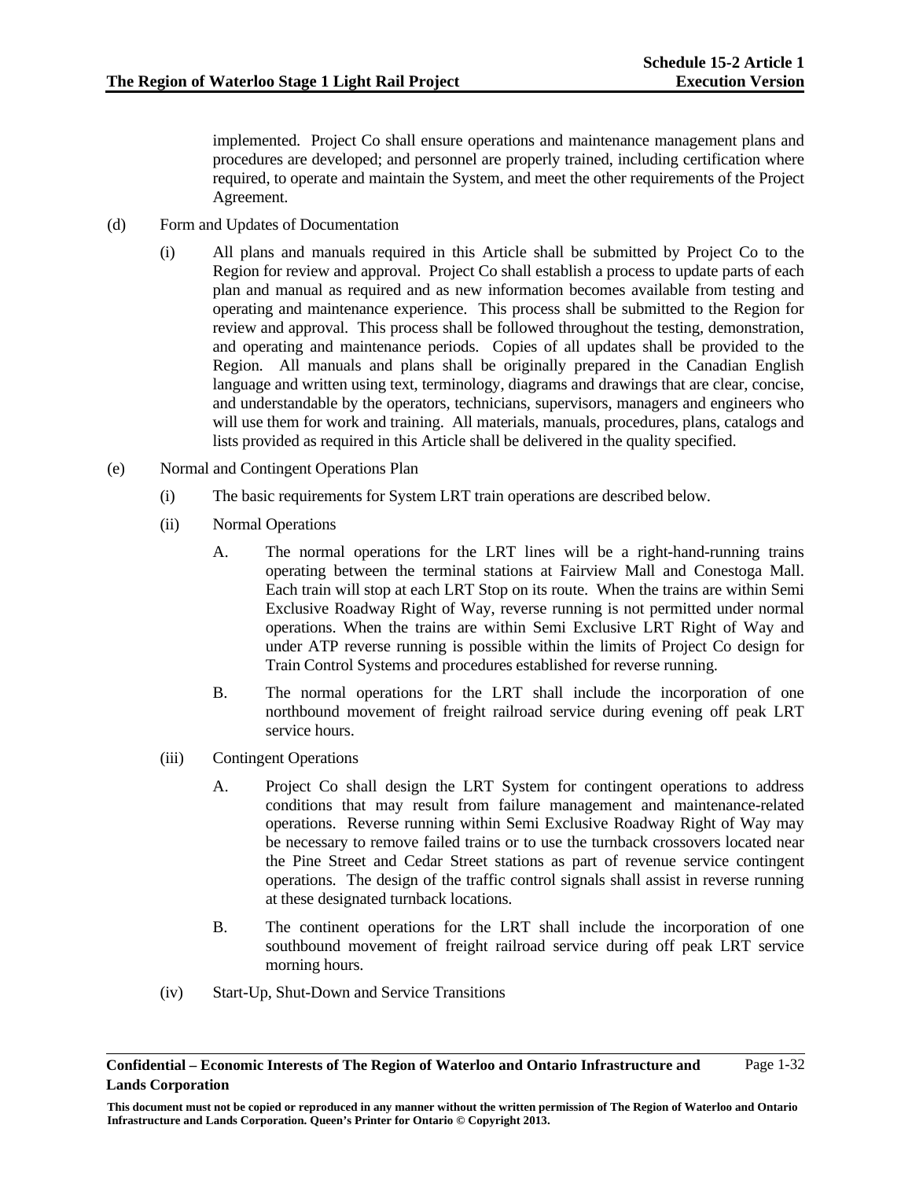implemented. Project Co shall ensure operations and maintenance management plans and procedures are developed; and personnel are properly trained, including certification where required, to operate and maintain the System, and meet the other requirements of the Project Agreement.

(d) Form and Updates of Documentation

(i) All plans and manuals required in this Article shall be submitted by Project Co to the Region for review and approval. Project Co shall establish a process to update parts of each plan and manual as required and as new information becomes available from testing and operating and maintenance experience. This process shall be submitted to the Region for review and approval. This process shall be followed throughout the testing, demonstration, and operating and maintenance periods. Copies of all updates shall be provided to the Region. All manuals and plans shall be originally prepared in the Canadian English language and written using text, terminology, diagrams and drawings that are clear, concise, and understandable by the operators, technicians, supervisors, managers and engineers who will use them for work and training. All materials, manuals, procedures, plans, catalogs and lists provided as required in this Article shall be delivered in the quality specified.

(e) Normal and Contingent Operations Plan

(i) The basic requirements for System LRT train operations are described below.

(ii) Normal Operations

A. The normal operations for the LRT lines will be a right-hand-running trains operating between the terminal stations at Fairview Mall and Conestoga Mall. Each train will stop at each LRT Stop on its route. When the trains are within Semi Exclusive Roadway Right of Way, reverse running is not permitted under normal operations. When the trains are within Semi Exclusive LRT Right of Way and under ATP reverse running is possible within the limits of Project Co design for Train Control Systems and procedures established for reverse running.

B. The normal operations for the LRT shall include the incorporation of one northbound movement of freight railroad service during evening off peak LRT service hours.

(iii) Contingent Operations

A. Project Co shall design the LRT System for contingent operations to address conditions that may result from failure management and maintenance-related operations. Reverse running within Semi Exclusive Roadway Right of Way may be necessary to remove failed trains or to use the turnback crossovers located near the Pine Street and Cedar Street stations as part of revenue service contingent operations. The design of the traffic control signals shall assist in reverse running at these designated turnback locations.

B. The continent operations for the LRT shall include the incorporation of one southbound movement of freight railroad service during off peak LRT service morning hours.

(iv) Start-Up, Shut-Down and Service Transitions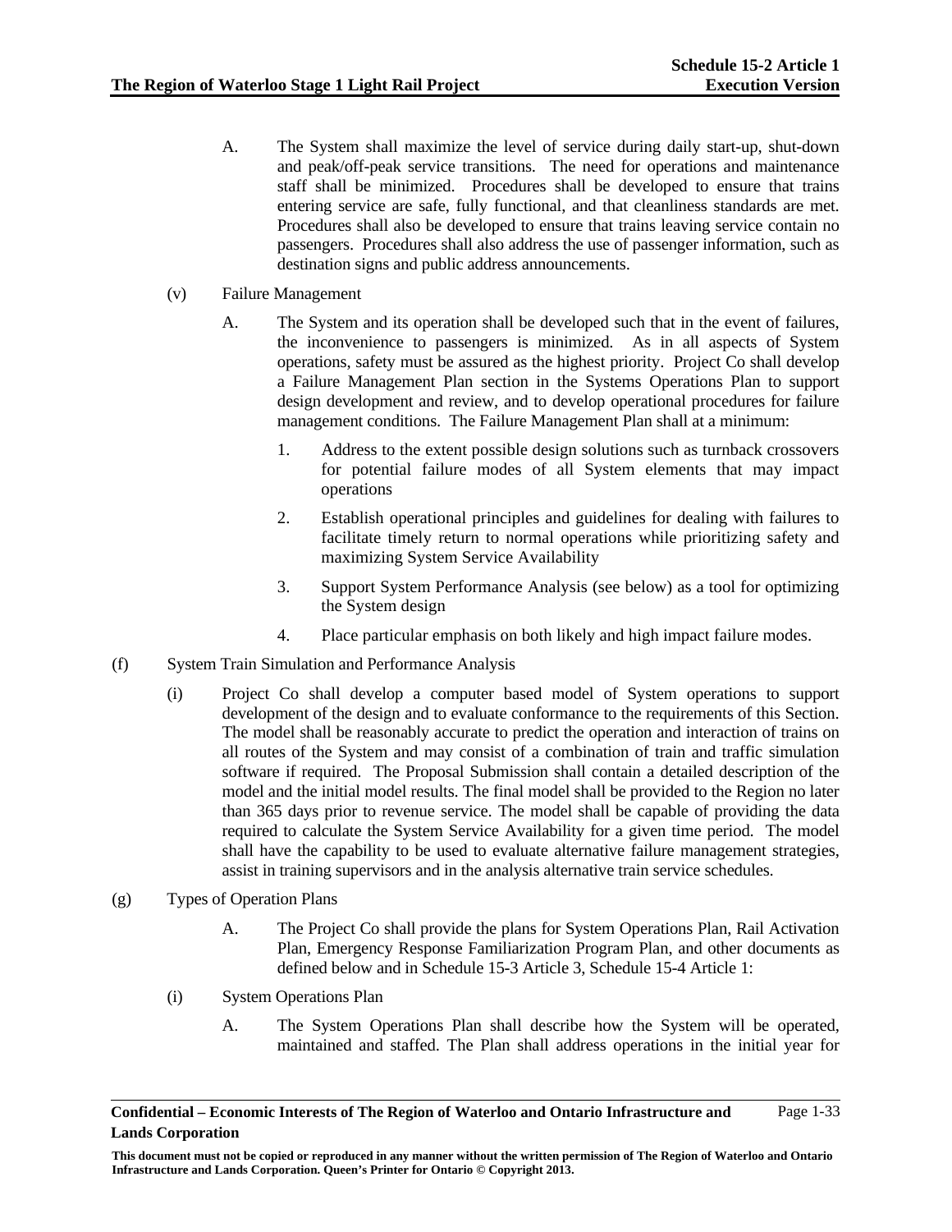A. The System shall maximize the level of service during daily start-up, shut-down and peak/off-peak service transitions. The need for operations and maintenance staff shall be minimized. Procedures shall be developed to ensure that trains entering service are safe, fully functional, and that cleanliness standards are met. Procedures shall also be developed to ensure that trains leaving service contain no passengers. Procedures shall also address the use of passenger information, such as destination signs and public address announcements.

(v) Failure Management

A. The System and its operation shall be developed such that in the event of failures, the inconvenience to passengers is minimized. As in all aspects of System operations, safety must be assured as the highest priority. Project Co shall develop a Failure Management Plan section in the Systems Operations Plan to support design development and review, and to develop operational procedures for failure management conditions. The Failure Management Plan shall at a minimum:

1. Address to the extent possible design solutions such as turnback crossovers for potential failure modes of all System elements that may impact operations

2. Establish operational principles and guidelines for dealing with failures to facilitate timely return to normal operations while prioritizing safety and maximizing System Service Availability

3. Support System Performance Analysis (see below) as a tool for optimizing the System design

4. Place particular emphasis on both likely and high impact failure modes.

(f) System Train Simulation and Performance Analysis

(i) Project Co shall develop a computer based model of System operations to support development of the design and to evaluate conformance to the requirements of this Section. The model shall be reasonably accurate to predict the operation and interaction of trains on all routes of the System and may consist of a combination of train and traffic simulation software if required. The Proposal Submission shall contain a detailed description of the model and the initial model results. The final model shall be provided to the Region no later than 365 days prior to revenue service. The model shall be capable of providing the data required to calculate the System Service Availability for a given time period. The model shall have the capability to be used to evaluate alternative failure management strategies, assist in training supervisors and in the analysis alternative train service schedules.

(g) Types of Operation Plans

A. The Project Co shall provide the plans for System Operations Plan, Rail Activation Plan, Emergency Response Familiarization Program Plan, and other documents as defined below and in Schedule 15-3 Article 3, Schedule 15-4 Article 1:

(i) System Operations Plan

A. The System Operations Plan shall describe how the System will be operated, maintained and staffed. The Plan shall address operations in the initial year for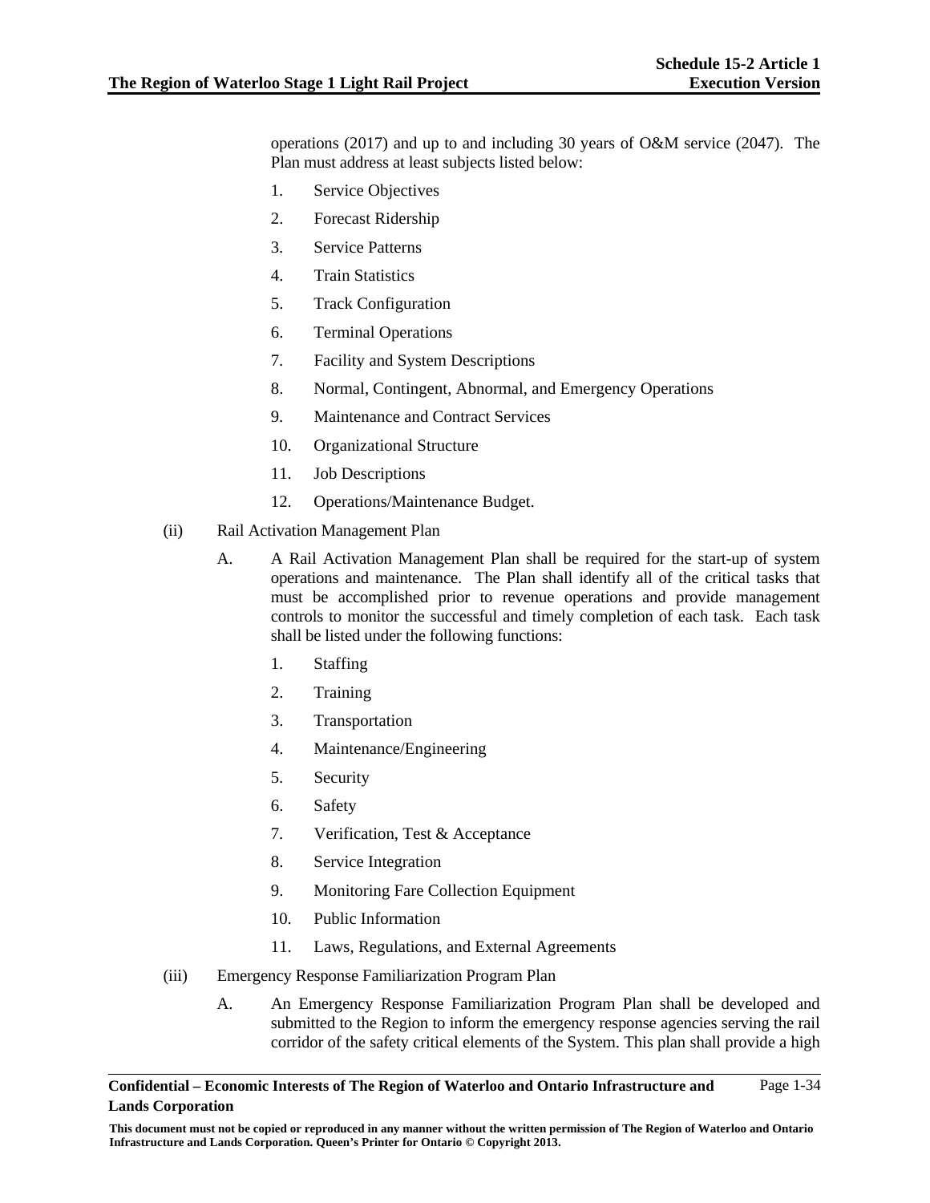operations (2017) and up to and including 30 years of O&M service (2047). The Plan must address at least subjects listed below:

1. Service Objectives
2. Forecast Ridership
3. Service Patterns
4. Train Statistics
5. Track Configuration
6. Terminal Operations
7. Facility and System Descriptions
8. Normal, Contingent, Abnormal, and Emergency Operations
9. Maintenance and Contract Services
10. Organizational Structure
11. Job Descriptions
12. Operations/Maintenance Budget.

(ii) Rail Activation Management Plan

A. A Rail Activation Management Plan shall be required for the start-up of system operations and maintenance. The Plan shall identify all of the critical tasks that must be accomplished prior to revenue operations and provide management controls to monitor the successful and timely completion of each task. Each task shall be listed under the following functions:

1. Staffing
2. Training
3. Transportation
4. Maintenance/Engineering
5. Security
6. Safety
7. Verification, Test & Acceptance
8. Service Integration
9. Monitoring Fare Collection Equipment
10. Public Information
11. Laws, Regulations, and External Agreements

(iii) Emergency Response Familiarization Program Plan

A. An Emergency Response Familiarization Program Plan shall be developed and submitted to the Region to inform the emergency response agencies serving the rail corridor of the safety critical elements of the System. This plan shall provide a high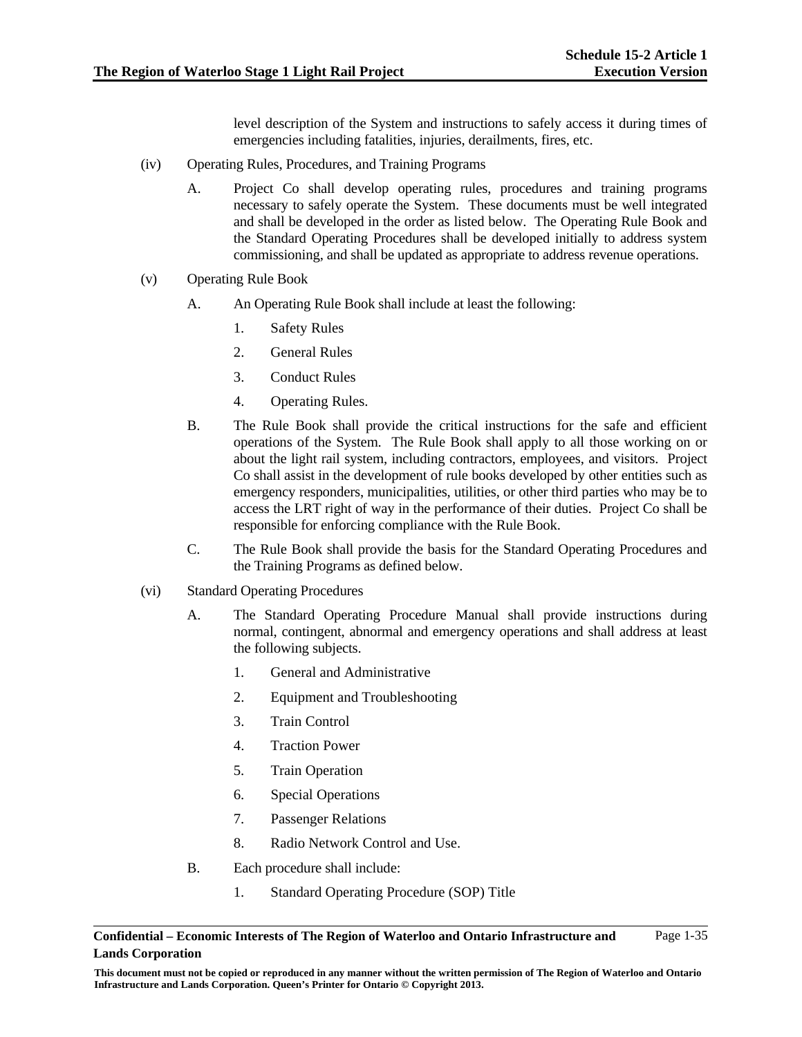level description of the System and instructions to safely access it during times of emergencies including fatalities, injuries, derailments, fires, etc.

(iv) Operating Rules, Procedures, and Training Programs

A. Project Co shall develop operating rules, procedures and training programs necessary to safely operate the System. These documents must be well integrated and shall be developed in the order as listed below. The Operating Rule Book and the Standard Operating Procedures shall be developed initially to address system commissioning, and shall be updated as appropriate to address revenue operations.

(v) Operating Rule Book

A. An Operating Rule Book shall include at least the following:

1. Safety Rules
2. General Rules
3. Conduct Rules
4. Operating Rules.

B. The Rule Book shall provide the critical instructions for the safe and efficient operations of the System. The Rule Book shall apply to all those working on or about the light rail system, including contractors, employees, and visitors. Project Co shall assist in the development of rule books developed by other entities such as emergency responders, municipalities, utilities, or other third parties who may be to access the LRT right of way in the performance of their duties. Project Co shall be responsible for enforcing compliance with the Rule Book.

C. The Rule Book shall provide the basis for the Standard Operating Procedures and the Training Programs as defined below.

(vi) Standard Operating Procedures

A. The Standard Operating Procedure Manual shall provide instructions during normal, contingent, abnormal and emergency operations and shall address at least the following subjects.

1. General and Administrative
2. Equipment and Troubleshooting
3. Train Control
4. Traction Power
5. Train Operation
6. Special Operations
7. Passenger Relations
8. Radio Network Control and Use.

B. Each procedure shall include:

1. Standard Operating Procedure (SOP) Title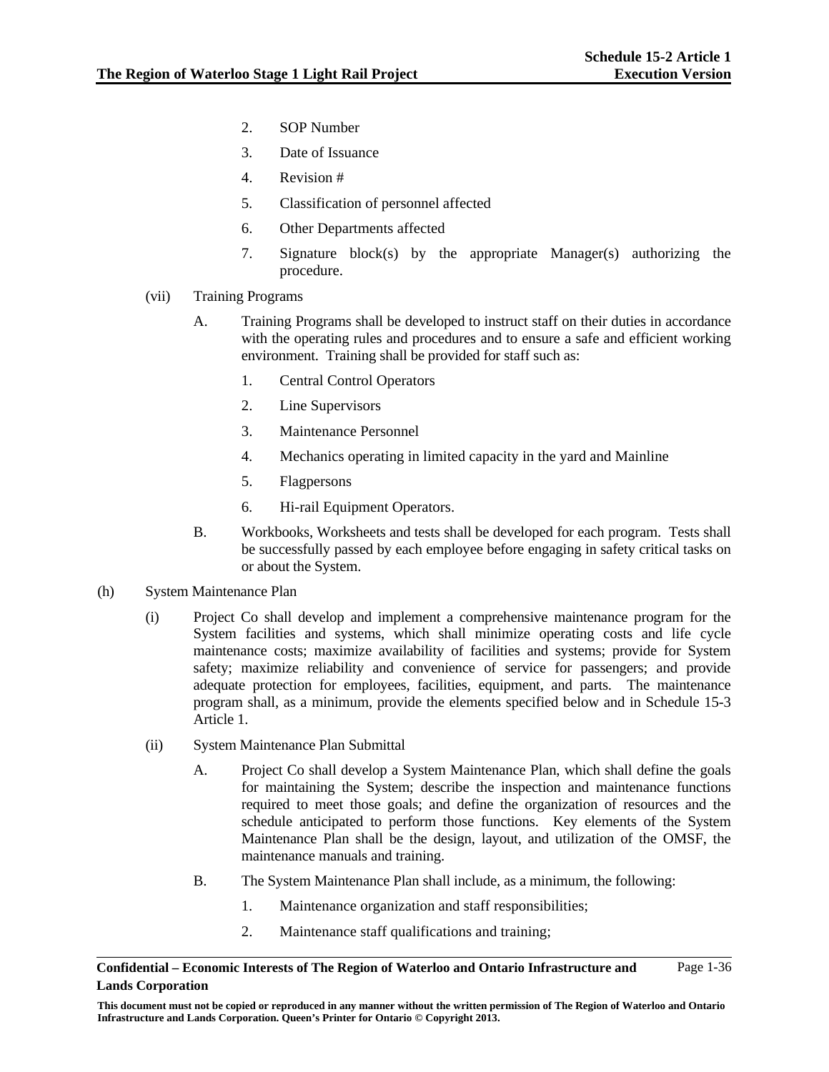2. SOP Number
3. Date of Issuance
4. Revision #
5. Classification of personnel affected
6. Other Departments affected
7. Signature block(s) by the appropriate Manager(s) authorizing the procedure.

(vii) Training Programs

A. Training Programs shall be developed to instruct staff on their duties in accordance with the operating rules and procedures and to ensure a safe and efficient working environment. Training shall be provided for staff such as:

1. Central Control Operators
2. Line Supervisors
3. Maintenance Personnel
4. Mechanics operating in limited capacity in the yard and Mainline
5. Flagpersons
6. Hi-rail Equipment Operators.

B. Workbooks, Worksheets and tests shall be developed for each program. Tests shall be successfully passed by each employee before engaging in safety critical tasks on or about the System.

(h) System Maintenance Plan

(i) Project Co shall develop and implement a comprehensive maintenance program for the System facilities and systems, which shall minimize operating costs and life cycle maintenance costs; maximize availability of facilities and systems; provide for System safety; maximize reliability and convenience of service for passengers; and provide adequate protection for employees, facilities, equipment, and parts. The maintenance program shall, as a minimum, provide the elements specified below and in Schedule 15-3 Article 1.

(ii) System Maintenance Plan Submittal

A. Project Co shall develop a System Maintenance Plan, which shall define the goals for maintaining the System; describe the inspection and maintenance functions required to meet those goals; and define the organization of resources and the schedule anticipated to perform those functions. Key elements of the System Maintenance Plan shall be the design, layout, and utilization of the OMSF, the maintenance manuals and training.

B. The System Maintenance Plan shall include, as a minimum, the following:

1. Maintenance organization and staff responsibilities;
2. Maintenance staff qualifications and training;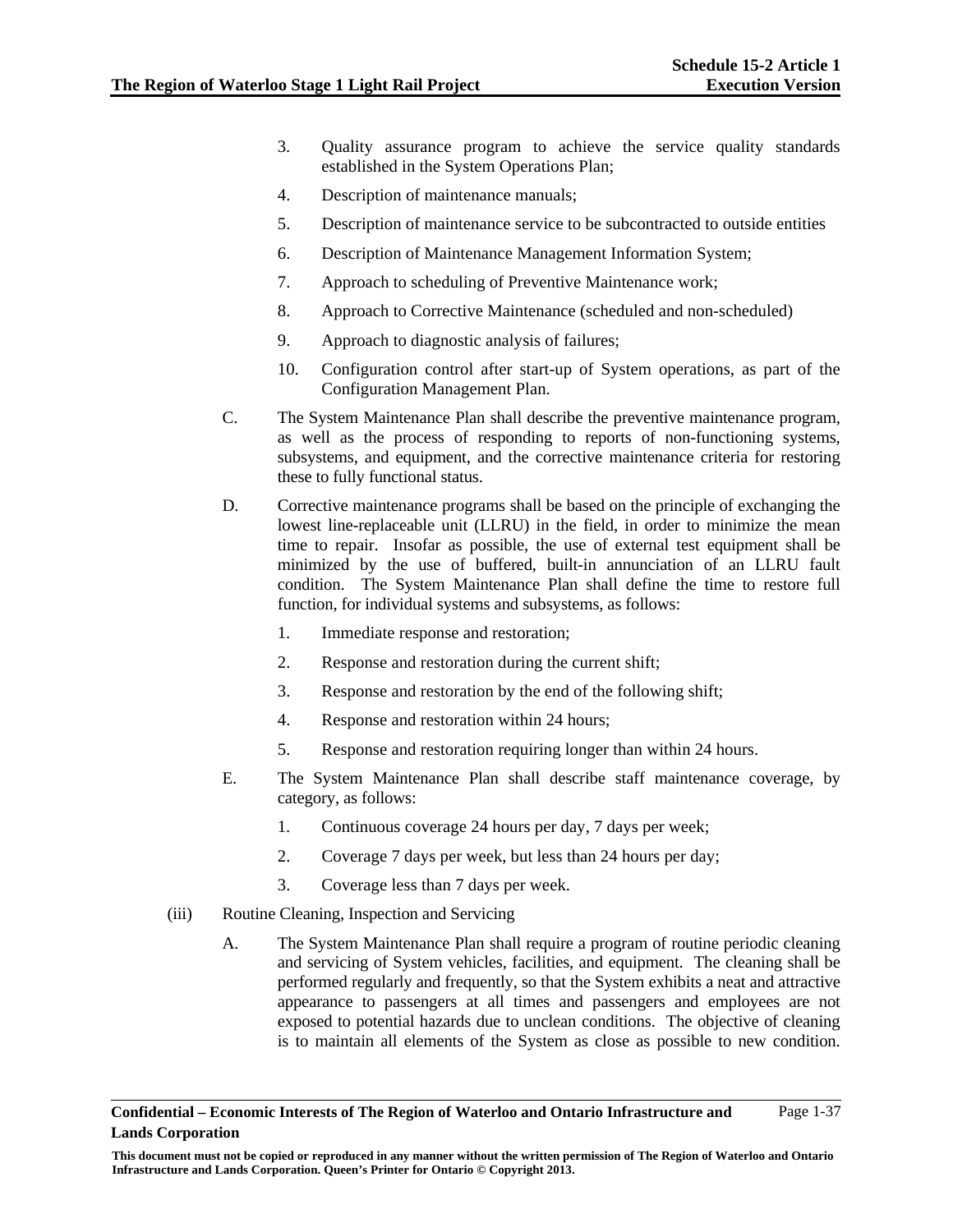3. Quality assurance program to achieve the service quality standards established in the System Operations Plan;

4. Description of maintenance manuals;

5. Description of maintenance service to be subcontracted to outside entities

6. Description of Maintenance Management Information System;

7. Approach to scheduling of Preventive Maintenance work;

8. Approach to Corrective Maintenance (scheduled and non-scheduled)

9. Approach to diagnostic analysis of failures;

10. Configuration control after start-up of System operations, as part of the Configuration Management Plan.

C. The System Maintenance Plan shall describe the preventive maintenance program, as well as the process of responding to reports of non-functioning systems, subsystems, and equipment, and the corrective maintenance criteria for restoring these to fully functional status.

D. Corrective maintenance programs shall be based on the principle of exchanging the lowest line-replaceable unit (LLRU) in the field, in order to minimize the mean time to repair. Insofar as possible, the use of external test equipment shall be minimized by the use of buffered, built-in annunciation of an LLRU fault condition. The System Maintenance Plan shall define the time to restore full function, for individual systems and subsystems, as follows:

1. Immediate response and restoration;

2. Response and restoration during the current shift;

3. Response and restoration by the end of the following shift;

4. Response and restoration within 24 hours;

5. Response and restoration requiring longer than within 24 hours.

E. The System Maintenance Plan shall describe staff maintenance coverage, by category, as follows:

1. Continuous coverage 24 hours per day, 7 days per week;

2. Coverage 7 days per week, but less than 24 hours per day;

3. Coverage less than 7 days per week.

(iii) Routine Cleaning, Inspection and Servicing

A. The System Maintenance Plan shall require a program of routine periodic cleaning and servicing of System vehicles, facilities, and equipment. The cleaning shall be performed regularly and frequently, so that the System exhibits a neat and attractive appearance to passengers at all times and passengers and employees are not exposed to potential hazards due to unclean conditions. The objective of cleaning is to maintain all elements of the System as close as possible to new condition.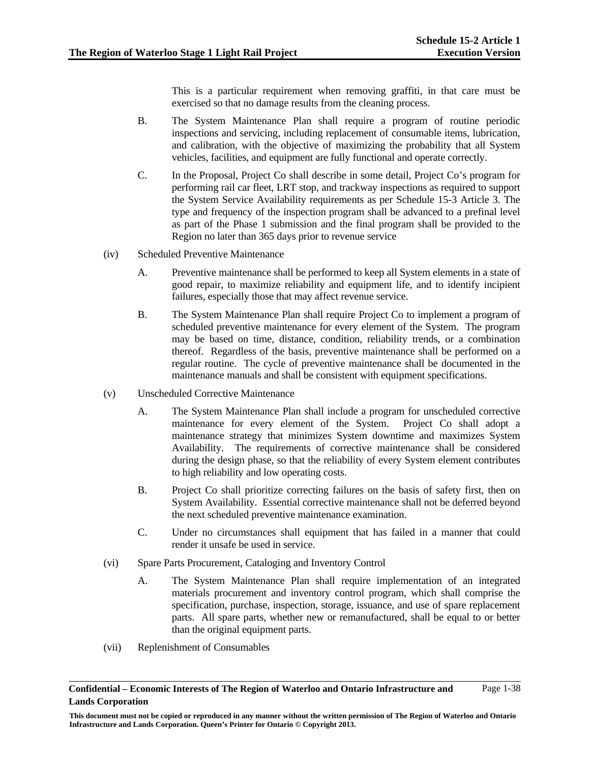This is a particular requirement when removing graffiti, in that care must be exercised so that no damage results from the cleaning process.

B. The System Maintenance Plan shall require a program of routine periodic inspections and servicing, including replacement of consumable items, lubrication, and calibration, with the objective of maximizing the probability that all System vehicles, facilities, and equipment are fully functional and operate correctly.

C. In the Proposal, Project Co shall describe in some detail, Project Co's program for performing rail car fleet, LRT stop, and trackway inspections as required to support the System Service Availability requirements as per Schedule 15-3 Article 3. The type and frequency of the inspection program shall be advanced to a prefinal level as part of the Phase 1 submission and the final program shall be provided to the Region no later than 365 days prior to revenue service

(iv) Scheduled Preventive Maintenance

A. Preventive maintenance shall be performed to keep all System elements in a state of good repair, to maximize reliability and equipment life, and to identify incipient failures, especially those that may affect revenue service.

B. The System Maintenance Plan shall require Project Co to implement a program of scheduled preventive maintenance for every element of the System. The program may be based on time, distance, condition, reliability trends, or a combination thereof. Regardless of the basis, preventive maintenance shall be performed on a regular routine. The cycle of preventive maintenance shall be documented in the maintenance manuals and shall be consistent with equipment specifications.

(v) Unscheduled Corrective Maintenance

A. The System Maintenance Plan shall include a program for unscheduled corrective maintenance for every element of the System. Project Co shall adopt a maintenance strategy that minimizes System downtime and maximizes System Availability. The requirements of corrective maintenance shall be considered during the design phase, so that the reliability of every System element contributes to high reliability and low operating costs.

B. Project Co shall prioritize correcting failures on the basis of safety first, then on System Availability. Essential corrective maintenance shall not be deferred beyond the next scheduled preventive maintenance examination.

C. Under no circumstances shall equipment that has failed in a manner that could render it unsafe be used in service.

(vi) Spare Parts Procurement, Cataloging and Inventory Control

A. The System Maintenance Plan shall require implementation of an integrated materials procurement and inventory control program, which shall comprise the specification, purchase, inspection, storage, issuance, and use of spare replacement parts. All spare parts, whether new or remanufactured, shall be equal to or better than the original equipment parts.

(vii) Replenishment of Consumables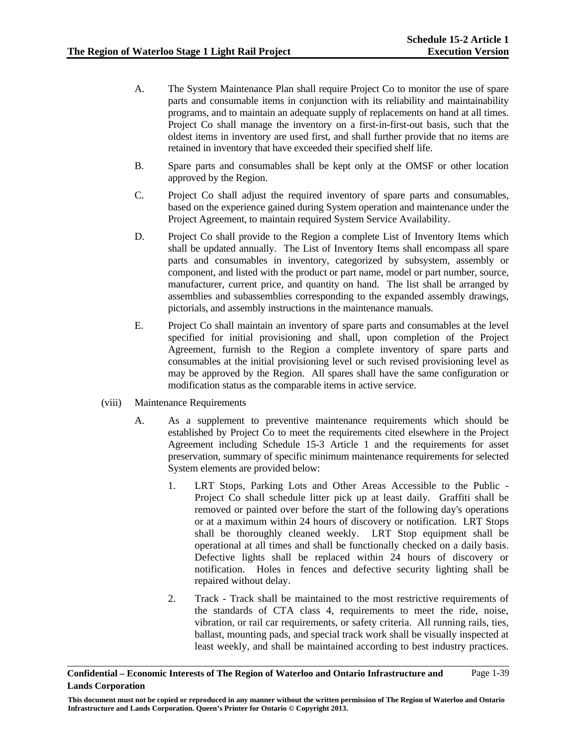A. The System Maintenance Plan shall require Project Co to monitor the use of spare parts and consumable items in conjunction with its reliability and maintainability programs, and to maintain an adequate supply of replacements on hand at all times. Project Co shall manage the inventory on a first-in-first-out basis, such that the oldest items in inventory are used first, and shall further provide that no items are retained in inventory that have exceeded their specified shelf life.

B. Spare parts and consumables shall be kept only at the OMSF or other location approved by the Region.

C. Project Co shall adjust the required inventory of spare parts and consumables, based on the experience gained during System operation and maintenance under the Project Agreement, to maintain required System Service Availability.

D. Project Co shall provide to the Region a complete List of Inventory Items which shall be updated annually. The List of Inventory Items shall encompass all spare parts and consumables in inventory, categorized by subsystem, assembly or component, and listed with the product or part name, model or part number, source, manufacturer, current price, and quantity on hand. The list shall be arranged by assemblies and subassemblies corresponding to the expanded assembly drawings, pictorials, and assembly instructions in the maintenance manuals.

E. Project Co shall maintain an inventory of spare parts and consumables at the level specified for initial provisioning and shall, upon completion of the Project Agreement, furnish to the Region a complete inventory of spare parts and consumables at the initial provisioning level or such revised provisioning level as may be approved by the Region. All spares shall have the same configuration or modification status as the comparable items in active service.

(viii) Maintenance Requirements

A. As a supplement to preventive maintenance requirements which should be established by Project Co to meet the requirements cited elsewhere in the Project Agreement including Schedule 15-3 Article 1 and the requirements for asset preservation, summary of specific minimum maintenance requirements for selected System elements are provided below:

1. LRT Stops, Parking Lots and Other Areas Accessible to the Public - Project Co shall schedule litter pick up at least daily. Graffiti shall be removed or painted over before the start of the following day's operations or at a maximum within 24 hours of discovery or notification. LRT Stops shall be thoroughly cleaned weekly. LRT Stop equipment shall be operational at all times and shall be functionally checked on a daily basis. Defective lights shall be replaced within 24 hours of discovery or notification. Holes in fences and defective security lighting shall be repaired without delay.

2. Track - Track shall be maintained to the most restrictive requirements of the standards of CTA class 4, requirements to meet the ride, noise, vibration, or rail car requirements, or safety criteria. All running rails, ties, ballast, mounting pads, and special track work shall be visually inspected at least weekly, and shall be maintained according to best industry practices.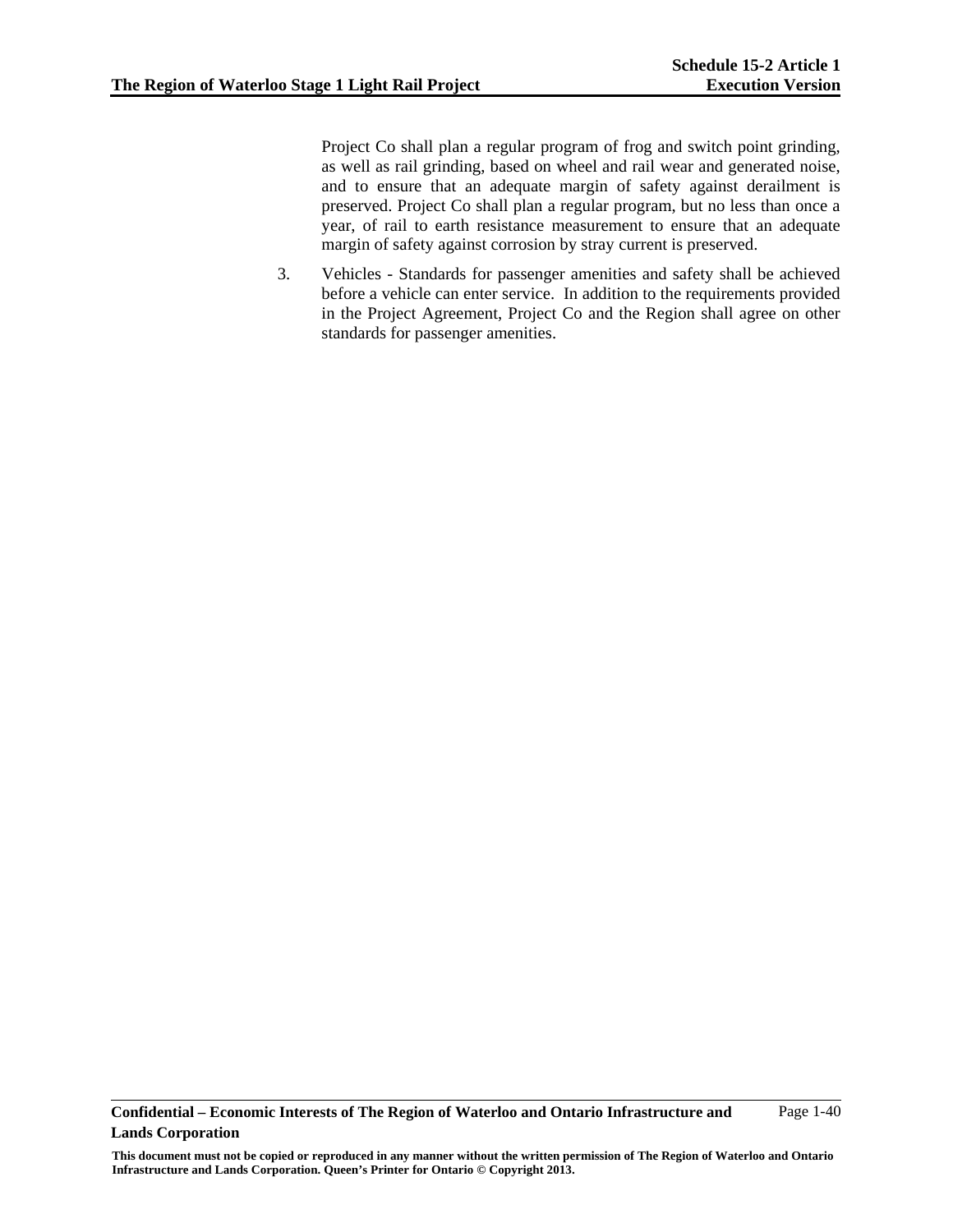Project Co shall plan a regular program of frog and switch point grinding, as well as rail grinding, based on wheel and rail wear and generated noise, and to ensure that an adequate margin of safety against derailment is preserved. Project Co shall plan a regular program, but no less than once a year, of rail to earth resistance measurement to ensure that an adequate margin of safety against corrosion by stray current is preserved.

3. Vehicles - Standards for passenger amenities and safety shall be achieved before a vehicle can enter service. In addition to the requirements provided in the Project Agreement, Project Co and the Region shall agree on other standards for passenger amenities.